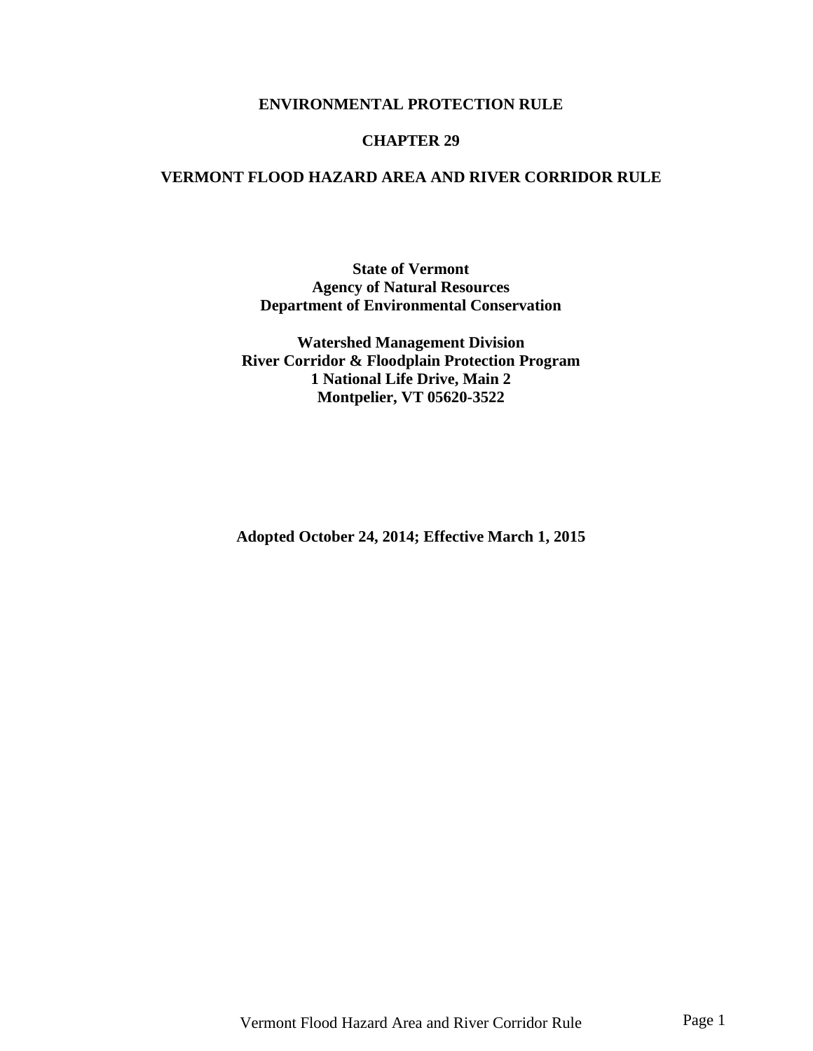# ENVIRONMENTAL PROTECTION RULE

# CHAPTER 29

# VERMONT FLOOD HAZARD AREA AND RIVER CORRIDOR RULE

**State of Vermont**
**Agency of Natural Resources**
**Department of Environmental Conservation**

**Watershed Management Division**
**River Corridor & Floodplain Protection Program**
**1 National Life Drive, Main 2**
**Montpelier, VT 05620-3522**

**Adopted October 24, 2014; Effective March 1, 2015**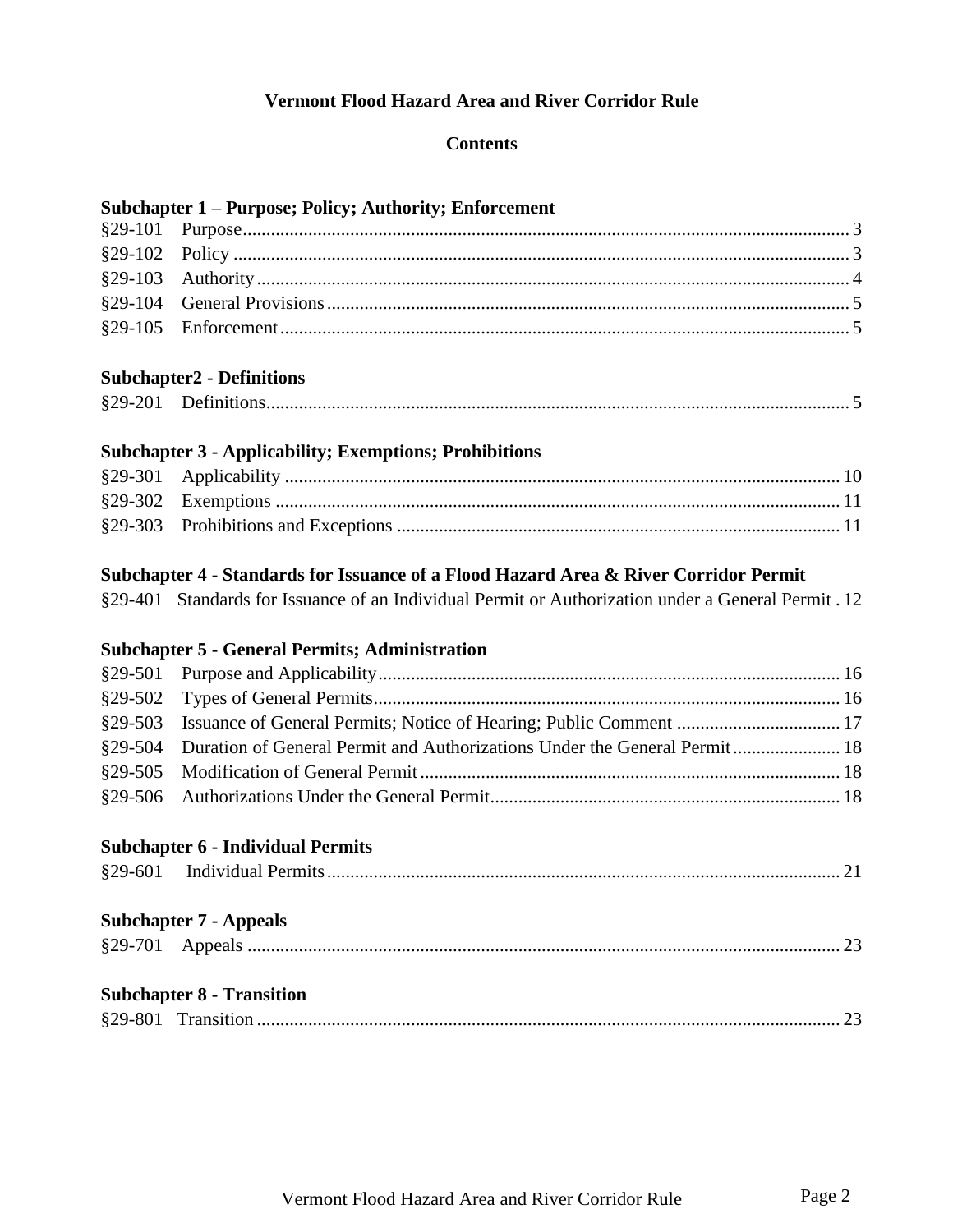# Vermont Flood Hazard Area and River Corridor Rule

## Contents

### Subchapter 1 – Purpose; Policy; Authority; Enforcement

§29-101 Purpose ........ 3
§29-102 Policy ........ 3
§29-103 Authority ........ 4
§29-104 General Provisions ........ 5
§29-105 Enforcement ........ 5

### Subchapter2 - Definitions

§29-201 Definitions ........ 5

### Subchapter 3 - Applicability; Exemptions; Prohibitions

§29-301 Applicability ........ 10
§29-302 Exemptions ........ 11
§29-303 Prohibitions and Exceptions ........ 11

### Subchapter 4 - Standards for Issuance of a Flood Hazard Area & River Corridor Permit

§29-401 Standards for Issuance of an Individual Permit or Authorization under a General Permit . 12

### Subchapter 5 - General Permits; Administration

§29-501 Purpose and Applicability ........ 16
§29-502 Types of General Permits ........ 16
§29-503 Issuance of General Permits; Notice of Hearing; Public Comment ........ 17
§29-504 Duration of General Permit and Authorizations Under the General Permit ........ 18
§29-505 Modification of General Permit ........ 18
§29-506 Authorizations Under the General Permit ........ 18

### Subchapter 6 - Individual Permits

§29-601 Individual Permits ........ 21

### Subchapter 7 - Appeals

§29-701 Appeals ........ 23

### Subchapter 8 - Transition

§29-801 Transition ........ 23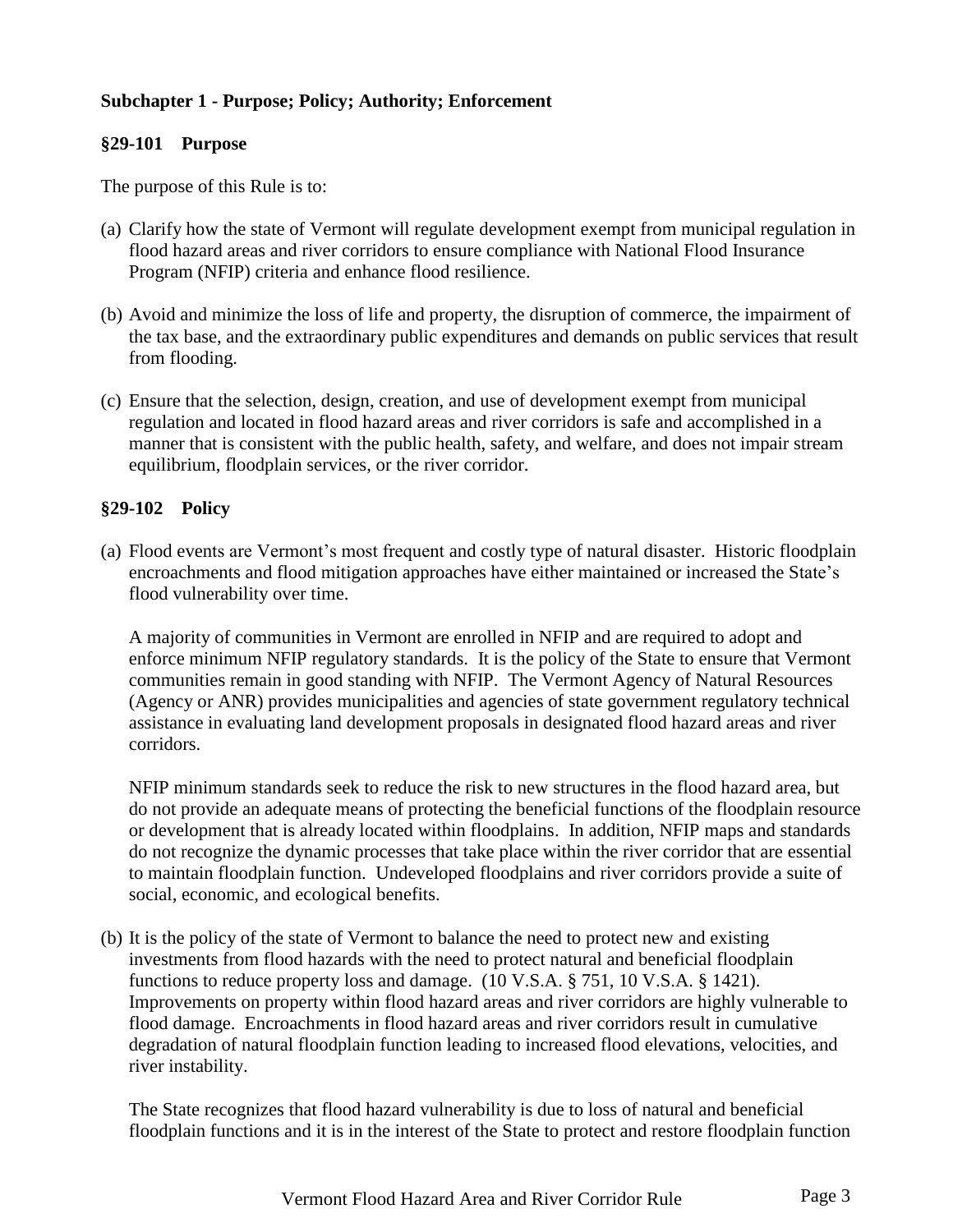## Subchapter 1 - Purpose; Policy; Authority; Enforcement

### §29-101 Purpose

The purpose of this Rule is to:

(a) Clarify how the state of Vermont will regulate development exempt from municipal regulation in flood hazard areas and river corridors to ensure compliance with National Flood Insurance Program (NFIP) criteria and enhance flood resilience.

(b) Avoid and minimize the loss of life and property, the disruption of commerce, the impairment of the tax base, and the extraordinary public expenditures and demands on public services that result from flooding.

(c) Ensure that the selection, design, creation, and use of development exempt from municipal regulation and located in flood hazard areas and river corridors is safe and accomplished in a manner that is consistent with the public health, safety, and welfare, and does not impair stream equilibrium, floodplain services, or the river corridor.

### §29-102 Policy

(a) Flood events are Vermont's most frequent and costly type of natural disaster. Historic floodplain encroachments and flood mitigation approaches have either maintained or increased the State's flood vulnerability over time.

A majority of communities in Vermont are enrolled in NFIP and are required to adopt and enforce minimum NFIP regulatory standards. It is the policy of the State to ensure that Vermont communities remain in good standing with NFIP. The Vermont Agency of Natural Resources (Agency or ANR) provides municipalities and agencies of state government regulatory technical assistance in evaluating land development proposals in designated flood hazard areas and river corridors.

NFIP minimum standards seek to reduce the risk to new structures in the flood hazard area, but do not provide an adequate means of protecting the beneficial functions of the floodplain resource or development that is already located within floodplains. In addition, NFIP maps and standards do not recognize the dynamic processes that take place within the river corridor that are essential to maintain floodplain function. Undeveloped floodplains and river corridors provide a suite of social, economic, and ecological benefits.

(b) It is the policy of the state of Vermont to balance the need to protect new and existing investments from flood hazards with the need to protect natural and beneficial floodplain functions to reduce property loss and damage. (10 V.S.A. § 751, 10 V.S.A. § 1421). Improvements on property within flood hazard areas and river corridors are highly vulnerable to flood damage. Encroachments in flood hazard areas and river corridors result in cumulative degradation of natural floodplain function leading to increased flood elevations, velocities, and river instability.

The State recognizes that flood hazard vulnerability is due to loss of natural and beneficial floodplain functions and it is in the interest of the State to protect and restore floodplain function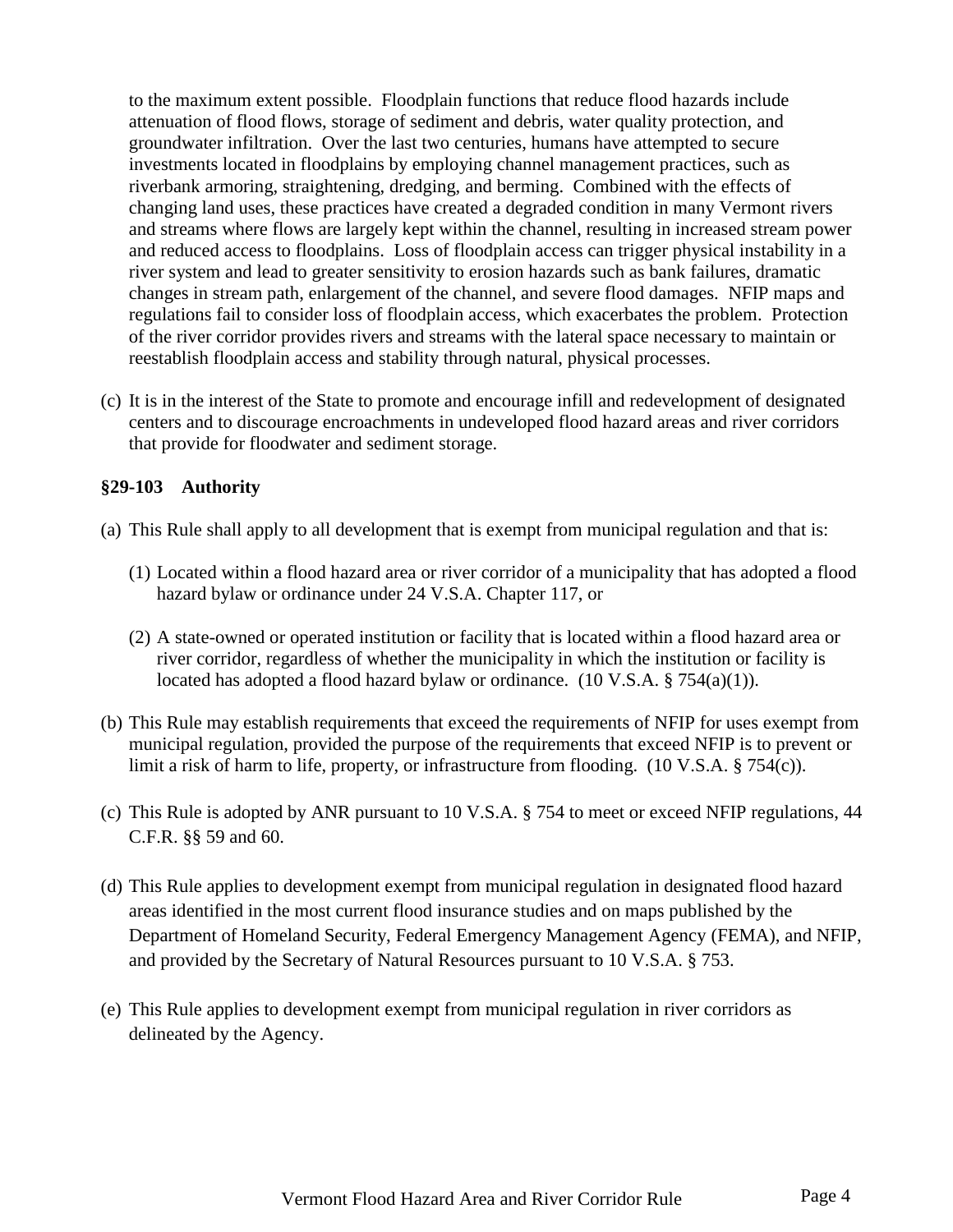to the maximum extent possible. Floodplain functions that reduce flood hazards include attenuation of flood flows, storage of sediment and debris, water quality protection, and groundwater infiltration. Over the last two centuries, humans have attempted to secure investments located in floodplains by employing channel management practices, such as riverbank armoring, straightening, dredging, and berming. Combined with the effects of changing land uses, these practices have created a degraded condition in many Vermont rivers and streams where flows are largely kept within the channel, resulting in increased stream power and reduced access to floodplains. Loss of floodplain access can trigger physical instability in a river system and lead to greater sensitivity to erosion hazards such as bank failures, dramatic changes in stream path, enlargement of the channel, and severe flood damages. NFIP maps and regulations fail to consider loss of floodplain access, which exacerbates the problem. Protection of the river corridor provides rivers and streams with the lateral space necessary to maintain or reestablish floodplain access and stability through natural, physical processes.

(c) It is in the interest of the State to promote and encourage infill and redevelopment of designated centers and to discourage encroachments in undeveloped flood hazard areas and river corridors that provide for floodwater and sediment storage.

### §29-103 Authority

(a) This Rule shall apply to all development that is exempt from municipal regulation and that is:

   (1) Located within a flood hazard area or river corridor of a municipality that has adopted a flood hazard bylaw or ordinance under 24 V.S.A. Chapter 117, or

   (2) A state-owned or operated institution or facility that is located within a flood hazard area or river corridor, regardless of whether the municipality in which the institution or facility is located has adopted a flood hazard bylaw or ordinance. (10 V.S.A. § 754(a)(1)).

(b) This Rule may establish requirements that exceed the requirements of NFIP for uses exempt from municipal regulation, provided the purpose of the requirements that exceed NFIP is to prevent or limit a risk of harm to life, property, or infrastructure from flooding. (10 V.S.A. § 754(c)).

(c) This Rule is adopted by ANR pursuant to 10 V.S.A. § 754 to meet or exceed NFIP regulations, 44 C.F.R. §§ 59 and 60.

(d) This Rule applies to development exempt from municipal regulation in designated flood hazard areas identified in the most current flood insurance studies and on maps published by the Department of Homeland Security, Federal Emergency Management Agency (FEMA), and NFIP, and provided by the Secretary of Natural Resources pursuant to 10 V.S.A. § 753.

(e) This Rule applies to development exempt from municipal regulation in river corridors as delineated by the Agency.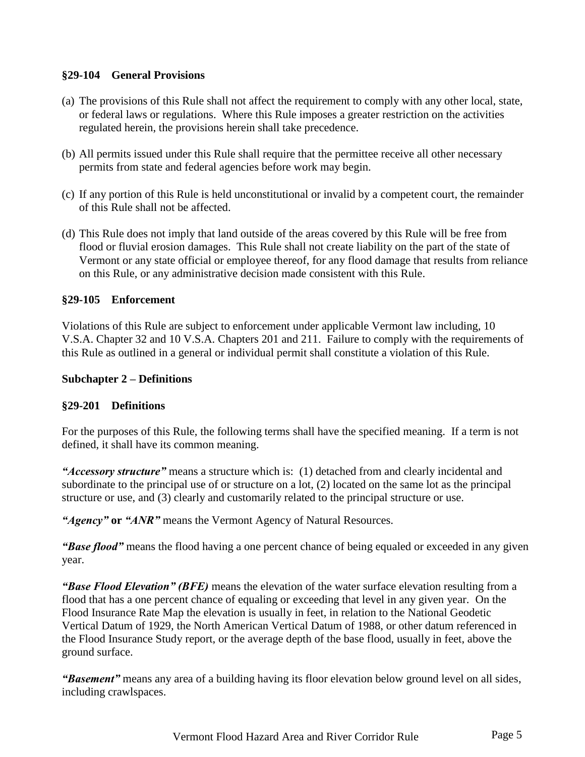**§29-104 General Provisions**

(a) The provisions of this Rule shall not affect the requirement to comply with any other local, state, or federal laws or regulations. Where this Rule imposes a greater restriction on the activities regulated herein, the provisions herein shall take precedence.

(b) All permits issued under this Rule shall require that the permittee receive all other necessary permits from state and federal agencies before work may begin.

(c) If any portion of this Rule is held unconstitutional or invalid by a competent court, the remainder of this Rule shall not be affected.

(d) This Rule does not imply that land outside of the areas covered by this Rule will be free from flood or fluvial erosion damages. This Rule shall not create liability on the part of the state of Vermont or any state official or employee thereof, for any flood damage that results from reliance on this Rule, or any administrative decision made consistent with this Rule.

**§29-105 Enforcement**

Violations of this Rule are subject to enforcement under applicable Vermont law including, 10 V.S.A. Chapter 32 and 10 V.S.A. Chapters 201 and 211. Failure to comply with the requirements of this Rule as outlined in a general or individual permit shall constitute a violation of this Rule.

**Subchapter 2 – Definitions**

**§29-201 Definitions**

For the purposes of this Rule, the following terms shall have the specified meaning. If a term is not defined, it shall have its common meaning.

***"Accessory structure"*** means a structure which is: (1) detached from and clearly incidental and subordinate to the principal use of or structure on a lot, (2) located on the same lot as the principal structure or use, and (3) clearly and customarily related to the principal structure or use.

***"Agency"*** **or** ***"ANR"*** means the Vermont Agency of Natural Resources.

***"Base flood"*** means the flood having a one percent chance of being equaled or exceeded in any given year.

***"Base Flood Elevation" (BFE)*** means the elevation of the water surface elevation resulting from a flood that has a one percent chance of equaling or exceeding that level in any given year. On the Flood Insurance Rate Map the elevation is usually in feet, in relation to the National Geodetic Vertical Datum of 1929, the North American Vertical Datum of 1988, or other datum referenced in the Flood Insurance Study report, or the average depth of the base flood, usually in feet, above the ground surface.

***"Basement"*** means any area of a building having its floor elevation below ground level on all sides, including crawlspaces.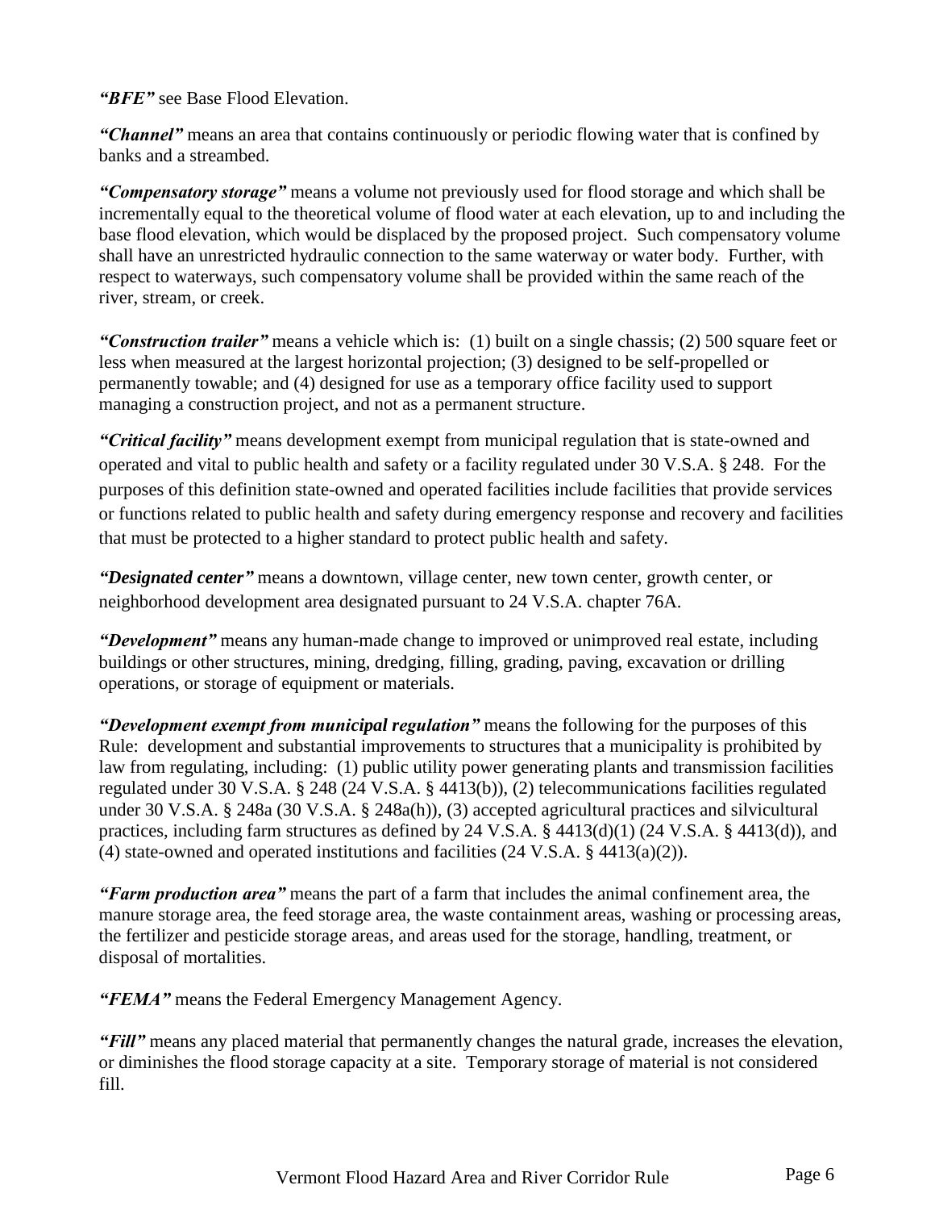***"BFE"*** see Base Flood Elevation.

***"Channel"*** means an area that contains continuously or periodic flowing water that is confined by banks and a streambed.

***"Compensatory storage"*** means a volume not previously used for flood storage and which shall be incrementally equal to the theoretical volume of flood water at each elevation, up to and including the base flood elevation, which would be displaced by the proposed project. Such compensatory volume shall have an unrestricted hydraulic connection to the same waterway or water body. Further, with respect to waterways, such compensatory volume shall be provided within the same reach of the river, stream, or creek.

***"Construction trailer"*** means a vehicle which is: (1) built on a single chassis; (2) 500 square feet or less when measured at the largest horizontal projection; (3) designed to be self-propelled or permanently towable; and (4) designed for use as a temporary office facility used to support managing a construction project, and not as a permanent structure.

***"Critical facility"*** means development exempt from municipal regulation that is state-owned and operated and vital to public health and safety or a facility regulated under 30 V.S.A. § 248. For the purposes of this definition state-owned and operated facilities include facilities that provide services or functions related to public health and safety during emergency response and recovery and facilities that must be protected to a higher standard to protect public health and safety.

***"Designated center"*** means a downtown, village center, new town center, growth center, or neighborhood development area designated pursuant to 24 V.S.A. chapter 76A.

***"Development"*** means any human-made change to improved or unimproved real estate, including buildings or other structures, mining, dredging, filling, grading, paving, excavation or drilling operations, or storage of equipment or materials.

***"Development exempt from municipal regulation"*** means the following for the purposes of this Rule: development and substantial improvements to structures that a municipality is prohibited by law from regulating, including: (1) public utility power generating plants and transmission facilities regulated under 30 V.S.A. § 248 (24 V.S.A. § 4413(b)), (2) telecommunications facilities regulated under 30 V.S.A. § 248a (30 V.S.A. § 248a(h)), (3) accepted agricultural practices and silvicultural practices, including farm structures as defined by 24 V.S.A. § 4413(d)(1) (24 V.S.A. § 4413(d)), and (4) state-owned and operated institutions and facilities (24 V.S.A. § 4413(a)(2)).

***"Farm production area"*** means the part of a farm that includes the animal confinement area, the manure storage area, the feed storage area, the waste containment areas, washing or processing areas, the fertilizer and pesticide storage areas, and areas used for the storage, handling, treatment, or disposal of mortalities.

***"FEMA"*** means the Federal Emergency Management Agency.

***"Fill"*** means any placed material that permanently changes the natural grade, increases the elevation, or diminishes the flood storage capacity at a site. Temporary storage of material is not considered fill.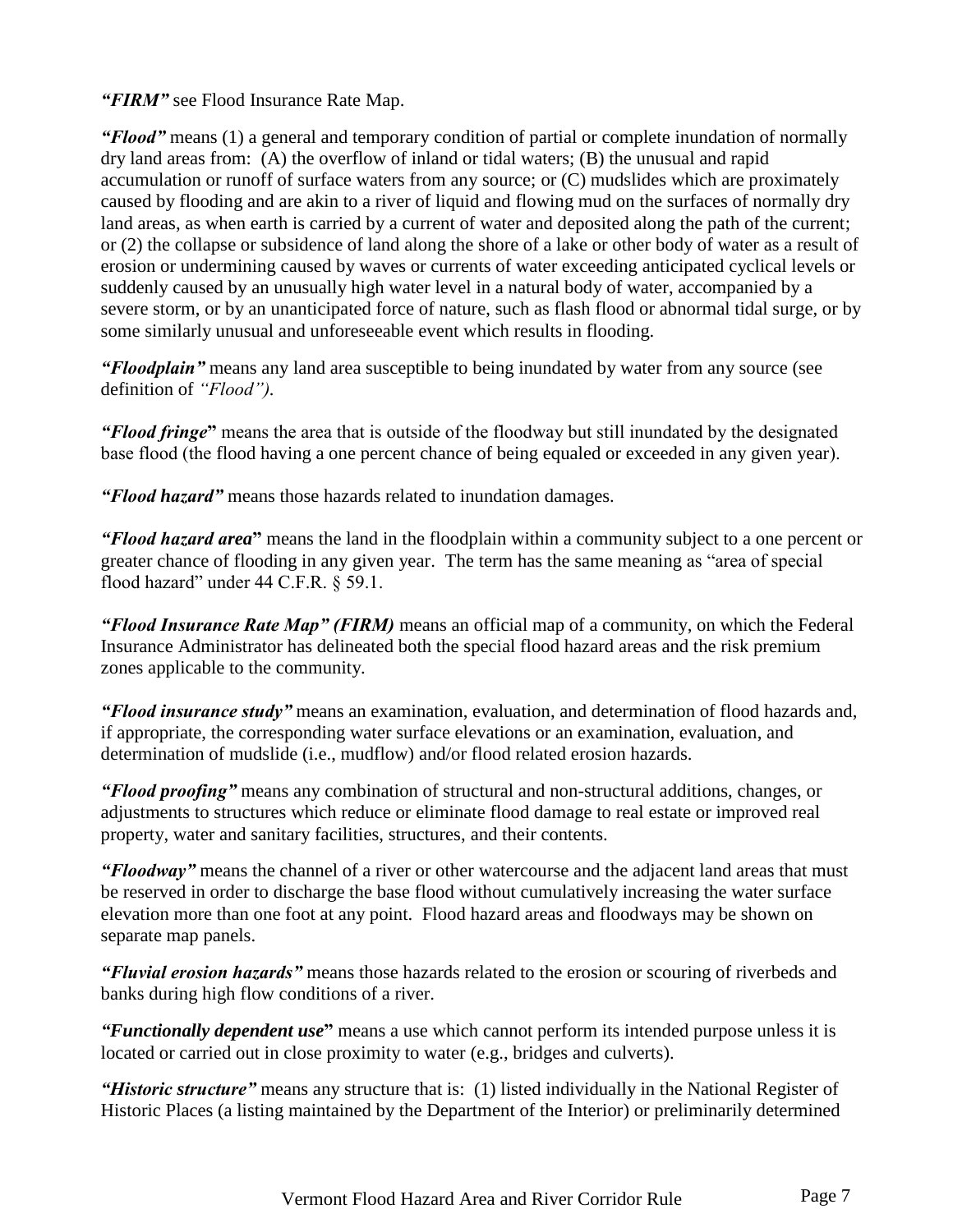***"FIRM"*** see Flood Insurance Rate Map.

***"Flood"*** means (1) a general and temporary condition of partial or complete inundation of normally dry land areas from: (A) the overflow of inland or tidal waters; (B) the unusual and rapid accumulation or runoff of surface waters from any source; or (C) mudslides which are proximately caused by flooding and are akin to a river of liquid and flowing mud on the surfaces of normally dry land areas, as when earth is carried by a current of water and deposited along the path of the current; or (2) the collapse or subsidence of land along the shore of a lake or other body of water as a result of erosion or undermining caused by waves or currents of water exceeding anticipated cyclical levels or suddenly caused by an unusually high water level in a natural body of water, accompanied by a severe storm, or by an unanticipated force of nature, such as flash flood or abnormal tidal surge, or by some similarly unusual and unforeseeable event which results in flooding.

***"Floodplain"*** means any land area susceptible to being inundated by water from any source (see definition of *"Flood")*.

***"Flood fringe*"** means the area that is outside of the floodway but still inundated by the designated base flood (the flood having a one percent chance of being equaled or exceeded in any given year).

***"Flood hazard"*** means those hazards related to inundation damages.

***"Flood hazard area*"** means the land in the floodplain within a community subject to a one percent or greater chance of flooding in any given year. The term has the same meaning as "area of special flood hazard" under 44 C.F.R. § 59.1.

***"Flood Insurance Rate Map" (FIRM)*** means an official map of a community, on which the Federal Insurance Administrator has delineated both the special flood hazard areas and the risk premium zones applicable to the community.

***"Flood insurance study"*** means an examination, evaluation, and determination of flood hazards and, if appropriate, the corresponding water surface elevations or an examination, evaluation, and determination of mudslide (i.e., mudflow) and/or flood related erosion hazards.

***"Flood proofing"*** means any combination of structural and non-structural additions, changes, or adjustments to structures which reduce or eliminate flood damage to real estate or improved real property, water and sanitary facilities, structures, and their contents.

***"Floodway"*** means the channel of a river or other watercourse and the adjacent land areas that must be reserved in order to discharge the base flood without cumulatively increasing the water surface elevation more than one foot at any point. Flood hazard areas and floodways may be shown on separate map panels.

***"Fluvial erosion hazards"*** means those hazards related to the erosion or scouring of riverbeds and banks during high flow conditions of a river.

***"Functionally dependent use*"** means a use which cannot perform its intended purpose unless it is located or carried out in close proximity to water (e.g., bridges and culverts).

***"Historic structure"*** means any structure that is: (1) listed individually in the National Register of Historic Places (a listing maintained by the Department of the Interior) or preliminarily determined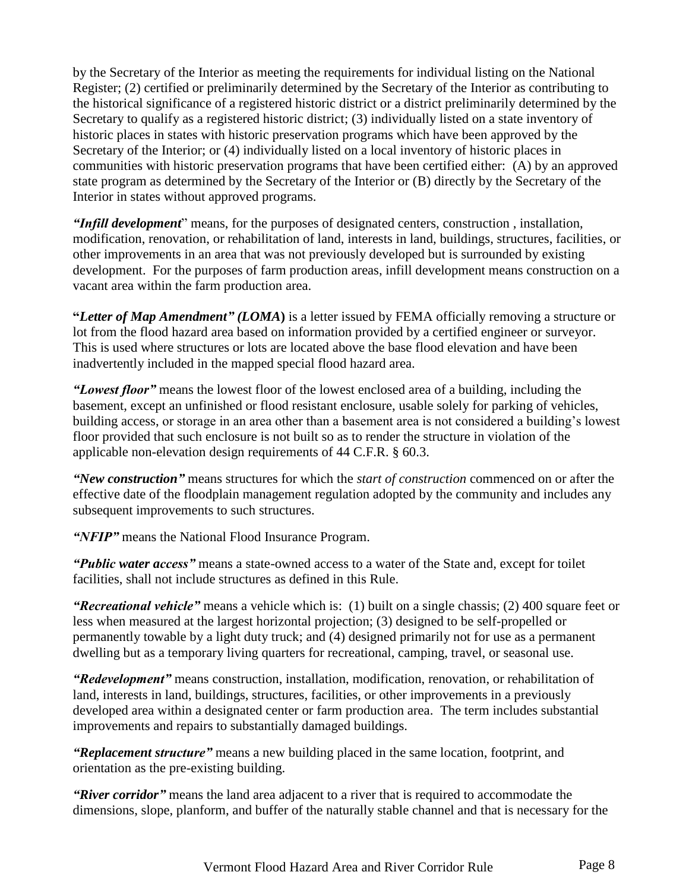by the Secretary of the Interior as meeting the requirements for individual listing on the National Register; (2) certified or preliminarily determined by the Secretary of the Interior as contributing to the historical significance of a registered historic district or a district preliminarily determined by the Secretary to qualify as a registered historic district; (3) individually listed on a state inventory of historic places in states with historic preservation programs which have been approved by the Secretary of the Interior; or (4) individually listed on a local inventory of historic places in communities with historic preservation programs that have been certified either: (A) by an approved state program as determined by the Secretary of the Interior or (B) directly by the Secretary of the Interior in states without approved programs.

***"Infill development*"** means, for the purposes of designated centers, construction , installation, modification, renovation, or rehabilitation of land, interests in land, buildings, structures, facilities, or other improvements in an area that was not previously developed but is surrounded by existing development. For the purposes of farm production areas, infill development means construction on a vacant area within the farm production area.

**"*Letter of Map Amendment" (LOMA*)** is a letter issued by FEMA officially removing a structure or lot from the flood hazard area based on information provided by a certified engineer or surveyor. This is used where structures or lots are located above the base flood elevation and have been inadvertently included in the mapped special flood hazard area.

***"Lowest floor"*** means the lowest floor of the lowest enclosed area of a building, including the basement, except an unfinished or flood resistant enclosure, usable solely for parking of vehicles, building access, or storage in an area other than a basement area is not considered a building's lowest floor provided that such enclosure is not built so as to render the structure in violation of the applicable non-elevation design requirements of 44 C.F.R. § 60.3.

***"New construction"*** means structures for which the *start of construction* commenced on or after the effective date of the floodplain management regulation adopted by the community and includes any subsequent improvements to such structures.

***"NFIP"*** means the National Flood Insurance Program.

***"Public water access"*** means a state-owned access to a water of the State and, except for toilet facilities, shall not include structures as defined in this Rule.

***"Recreational vehicle"*** means a vehicle which is: (1) built on a single chassis; (2) 400 square feet or less when measured at the largest horizontal projection; (3) designed to be self-propelled or permanently towable by a light duty truck; and (4) designed primarily not for use as a permanent dwelling but as a temporary living quarters for recreational, camping, travel, or seasonal use.

***"Redevelopment"*** means construction, installation, modification, renovation, or rehabilitation of land, interests in land, buildings, structures, facilities, or other improvements in a previously developed area within a designated center or farm production area. The term includes substantial improvements and repairs to substantially damaged buildings.

***"Replacement structure"*** means a new building placed in the same location, footprint, and orientation as the pre-existing building.

***"River corridor"*** means the land area adjacent to a river that is required to accommodate the dimensions, slope, planform, and buffer of the naturally stable channel and that is necessary for the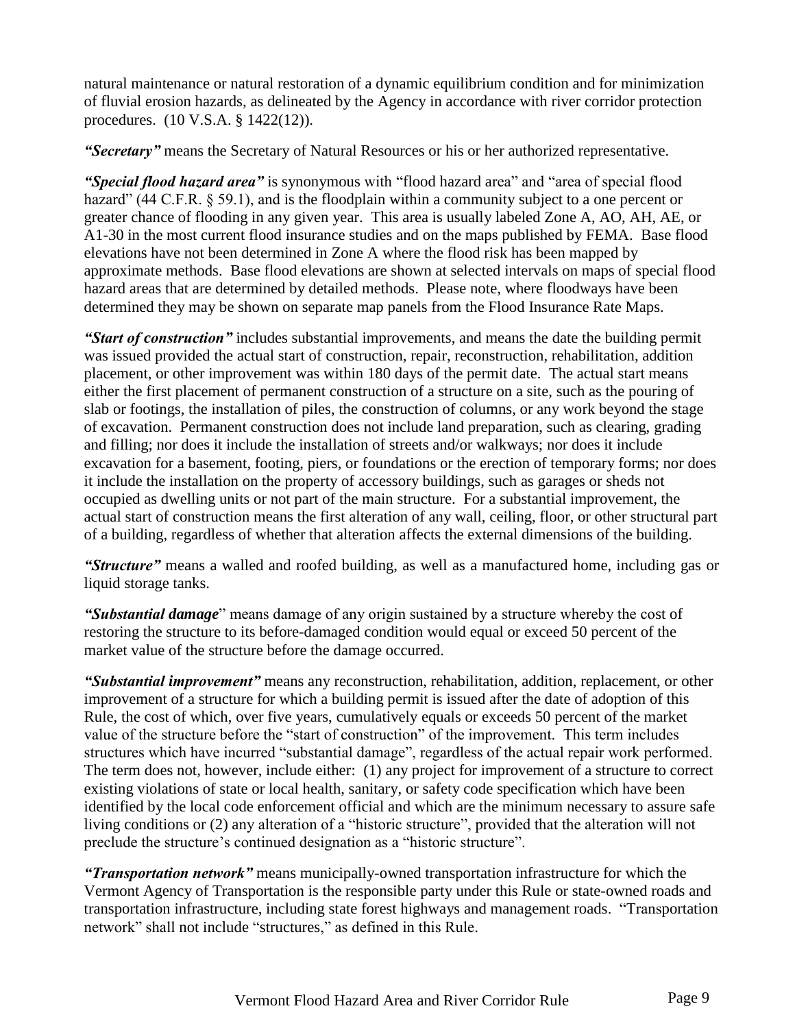natural maintenance or natural restoration of a dynamic equilibrium condition and for minimization of fluvial erosion hazards, as delineated by the Agency in accordance with river corridor protection procedures. (10 V.S.A. § 1422(12)).

***"Secretary"*** means the Secretary of Natural Resources or his or her authorized representative.

***"Special flood hazard area"*** is synonymous with "flood hazard area" and "area of special flood hazard" (44 C.F.R. § 59.1), and is the floodplain within a community subject to a one percent or greater chance of flooding in any given year. This area is usually labeled Zone A, AO, AH, AE, or A1-30 in the most current flood insurance studies and on the maps published by FEMA. Base flood elevations have not been determined in Zone A where the flood risk has been mapped by approximate methods. Base flood elevations are shown at selected intervals on maps of special flood hazard areas that are determined by detailed methods. Please note, where floodways have been determined they may be shown on separate map panels from the Flood Insurance Rate Maps.

***"Start of construction"*** includes substantial improvements, and means the date the building permit was issued provided the actual start of construction, repair, reconstruction, rehabilitation, addition placement, or other improvement was within 180 days of the permit date. The actual start means either the first placement of permanent construction of a structure on a site, such as the pouring of slab or footings, the installation of piles, the construction of columns, or any work beyond the stage of excavation. Permanent construction does not include land preparation, such as clearing, grading and filling; nor does it include the installation of streets and/or walkways; nor does it include excavation for a basement, footing, piers, or foundations or the erection of temporary forms; nor does it include the installation on the property of accessory buildings, such as garages or sheds not occupied as dwelling units or not part of the main structure. For a substantial improvement, the actual start of construction means the first alteration of any wall, ceiling, floor, or other structural part of a building, regardless of whether that alteration affects the external dimensions of the building.

***"Structure"*** means a walled and roofed building, as well as a manufactured home, including gas or liquid storage tanks.

***"Substantial damage"*** means damage of any origin sustained by a structure whereby the cost of restoring the structure to its before-damaged condition would equal or exceed 50 percent of the market value of the structure before the damage occurred.

***"Substantial improvement"*** means any reconstruction, rehabilitation, addition, replacement, or other improvement of a structure for which a building permit is issued after the date of adoption of this Rule, the cost of which, over five years, cumulatively equals or exceeds 50 percent of the market value of the structure before the "start of construction" of the improvement. This term includes structures which have incurred "substantial damage", regardless of the actual repair work performed. The term does not, however, include either: (1) any project for improvement of a structure to correct existing violations of state or local health, sanitary, or safety code specification which have been identified by the local code enforcement official and which are the minimum necessary to assure safe living conditions or (2) any alteration of a "historic structure", provided that the alteration will not preclude the structure's continued designation as a "historic structure".

***"Transportation network"*** means municipally-owned transportation infrastructure for which the Vermont Agency of Transportation is the responsible party under this Rule or state-owned roads and transportation infrastructure, including state forest highways and management roads. "Transportation network" shall not include "structures," as defined in this Rule.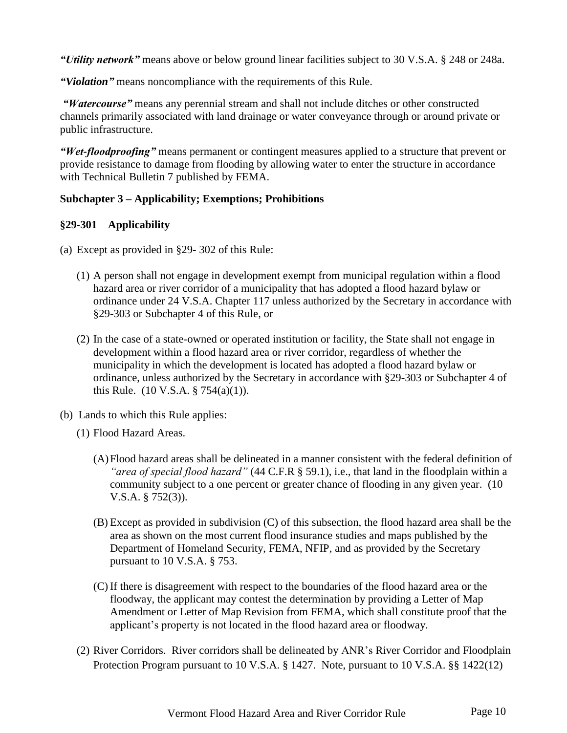***"Utility network"*** means above or below ground linear facilities subject to 30 V.S.A. § 248 or 248a.

***"Violation"*** means noncompliance with the requirements of this Rule.

***"Watercourse"*** means any perennial stream and shall not include ditches or other constructed channels primarily associated with land drainage or water conveyance through or around private or public infrastructure.

***"Wet-floodproofing"*** means permanent or contingent measures applied to a structure that prevent or provide resistance to damage from flooding by allowing water to enter the structure in accordance with Technical Bulletin 7 published by FEMA.

## Subchapter 3 – Applicability; Exemptions; Prohibitions

### §29-301 Applicability

(a) Except as provided in §29- 302 of this Rule:

(1) A person shall not engage in development exempt from municipal regulation within a flood hazard area or river corridor of a municipality that has adopted a flood hazard bylaw or ordinance under 24 V.S.A. Chapter 117 unless authorized by the Secretary in accordance with §29-303 or Subchapter 4 of this Rule, or

(2) In the case of a state-owned or operated institution or facility, the State shall not engage in development within a flood hazard area or river corridor, regardless of whether the municipality in which the development is located has adopted a flood hazard bylaw or ordinance, unless authorized by the Secretary in accordance with §29-303 or Subchapter 4 of this Rule. (10 V.S.A. § 754(a)(1)).

(b) Lands to which this Rule applies:

(1) Flood Hazard Areas.

(A) Flood hazard areas shall be delineated in a manner consistent with the federal definition of *"area of special flood hazard"* (44 C.F.R § 59.1), i.e., that land in the floodplain within a community subject to a one percent or greater chance of flooding in any given year. (10 V.S.A. § 752(3)).

(B) Except as provided in subdivision (C) of this subsection, the flood hazard area shall be the area as shown on the most current flood insurance studies and maps published by the Department of Homeland Security, FEMA, NFIP, and as provided by the Secretary pursuant to 10 V.S.A. § 753.

(C) If there is disagreement with respect to the boundaries of the flood hazard area or the floodway, the applicant may contest the determination by providing a Letter of Map Amendment or Letter of Map Revision from FEMA, which shall constitute proof that the applicant's property is not located in the flood hazard area or floodway.

(2) River Corridors. River corridors shall be delineated by ANR's River Corridor and Floodplain Protection Program pursuant to 10 V.S.A. § 1427. Note, pursuant to 10 V.S.A. §§ 1422(12)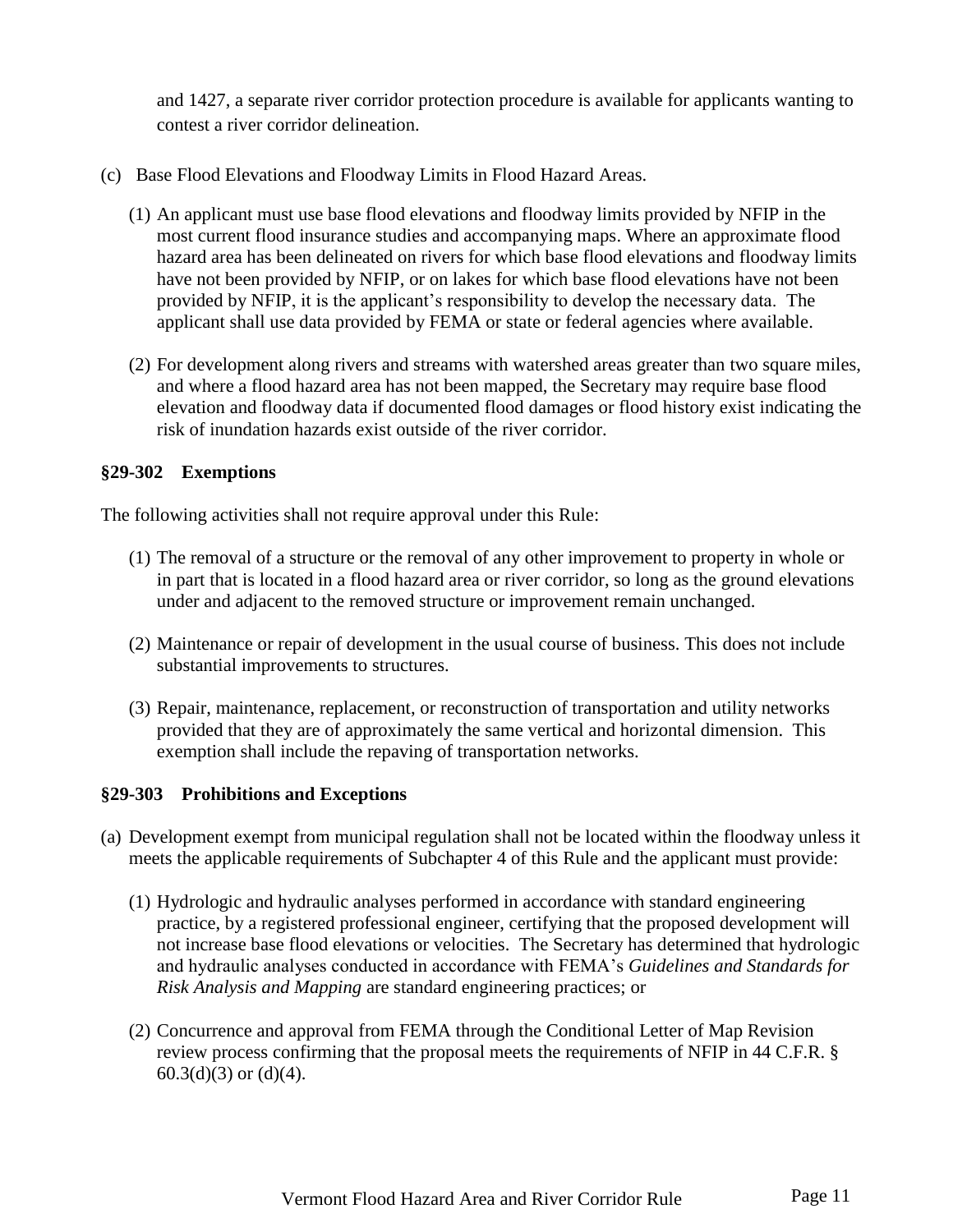and 1427, a separate river corridor protection procedure is available for applicants wanting to contest a river corridor delineation.

(c) Base Flood Elevations and Floodway Limits in Flood Hazard Areas.

(1) An applicant must use base flood elevations and floodway limits provided by NFIP in the most current flood insurance studies and accompanying maps. Where an approximate flood hazard area has been delineated on rivers for which base flood elevations and floodway limits have not been provided by NFIP, or on lakes for which base flood elevations have not been provided by NFIP, it is the applicant's responsibility to develop the necessary data. The applicant shall use data provided by FEMA or state or federal agencies where available.

(2) For development along rivers and streams with watershed areas greater than two square miles, and where a flood hazard area has not been mapped, the Secretary may require base flood elevation and floodway data if documented flood damages or flood history exist indicating the risk of inundation hazards exist outside of the river corridor.

### §29-302 Exemptions

The following activities shall not require approval under this Rule:

(1) The removal of a structure or the removal of any other improvement to property in whole or in part that is located in a flood hazard area or river corridor, so long as the ground elevations under and adjacent to the removed structure or improvement remain unchanged.

(2) Maintenance or repair of development in the usual course of business. This does not include substantial improvements to structures.

(3) Repair, maintenance, replacement, or reconstruction of transportation and utility networks provided that they are of approximately the same vertical and horizontal dimension. This exemption shall include the repaving of transportation networks.

### §29-303 Prohibitions and Exceptions

(a) Development exempt from municipal regulation shall not be located within the floodway unless it meets the applicable requirements of Subchapter 4 of this Rule and the applicant must provide:

(1) Hydrologic and hydraulic analyses performed in accordance with standard engineering practice, by a registered professional engineer, certifying that the proposed development will not increase base flood elevations or velocities. The Secretary has determined that hydrologic and hydraulic analyses conducted in accordance with FEMA's *Guidelines and Standards for Risk Analysis and Mapping* are standard engineering practices; or

(2) Concurrence and approval from FEMA through the Conditional Letter of Map Revision review process confirming that the proposal meets the requirements of NFIP in 44 C.F.R. § 60.3(d)(3) or (d)(4).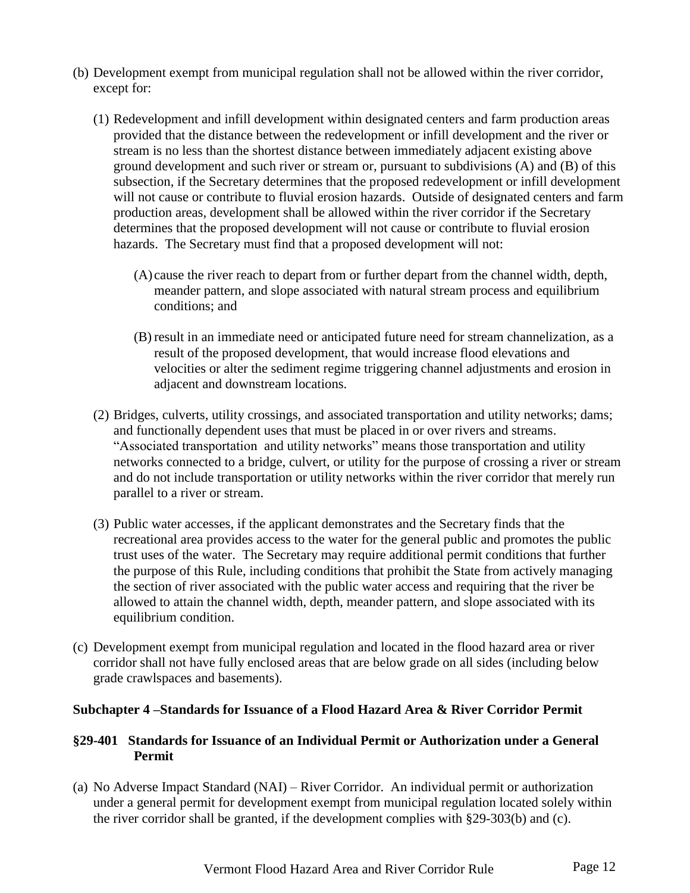(b) Development exempt from municipal regulation shall not be allowed within the river corridor, except for:

   (1) Redevelopment and infill development within designated centers and farm production areas provided that the distance between the redevelopment or infill development and the river or stream is no less than the shortest distance between immediately adjacent existing above ground development and such river or stream or, pursuant to subdivisions (A) and (B) of this subsection, if the Secretary determines that the proposed redevelopment or infill development will not cause or contribute to fluvial erosion hazards. Outside of designated centers and farm production areas, development shall be allowed within the river corridor if the Secretary determines that the proposed development will not cause or contribute to fluvial erosion hazards. The Secretary must find that a proposed development will not:

      (A) cause the river reach to depart from or further depart from the channel width, depth, meander pattern, and slope associated with natural stream process and equilibrium conditions; and

      (B) result in an immediate need or anticipated future need for stream channelization, as a result of the proposed development, that would increase flood elevations and velocities or alter the sediment regime triggering channel adjustments and erosion in adjacent and downstream locations.

   (2) Bridges, culverts, utility crossings, and associated transportation and utility networks; dams; and functionally dependent uses that must be placed in or over rivers and streams. "Associated transportation and utility networks" means those transportation and utility networks connected to a bridge, culvert, or utility for the purpose of crossing a river or stream and do not include transportation or utility networks within the river corridor that merely run parallel to a river or stream.

   (3) Public water accesses, if the applicant demonstrates and the Secretary finds that the recreational area provides access to the water for the general public and promotes the public trust uses of the water. The Secretary may require additional permit conditions that further the purpose of this Rule, including conditions that prohibit the State from actively managing the section of river associated with the public water access and requiring that the river be allowed to attain the channel width, depth, meander pattern, and slope associated with its equilibrium condition.

(c) Development exempt from municipal regulation and located in the flood hazard area or river corridor shall not have fully enclosed areas that are below grade on all sides (including below grade crawlspaces and basements).

## Subchapter 4 –Standards for Issuance of a Flood Hazard Area & River Corridor Permit

### §29-401 Standards for Issuance of an Individual Permit or Authorization under a General Permit

(a) No Adverse Impact Standard (NAI) – River Corridor. An individual permit or authorization under a general permit for development exempt from municipal regulation located solely within the river corridor shall be granted, if the development complies with §29-303(b) and (c).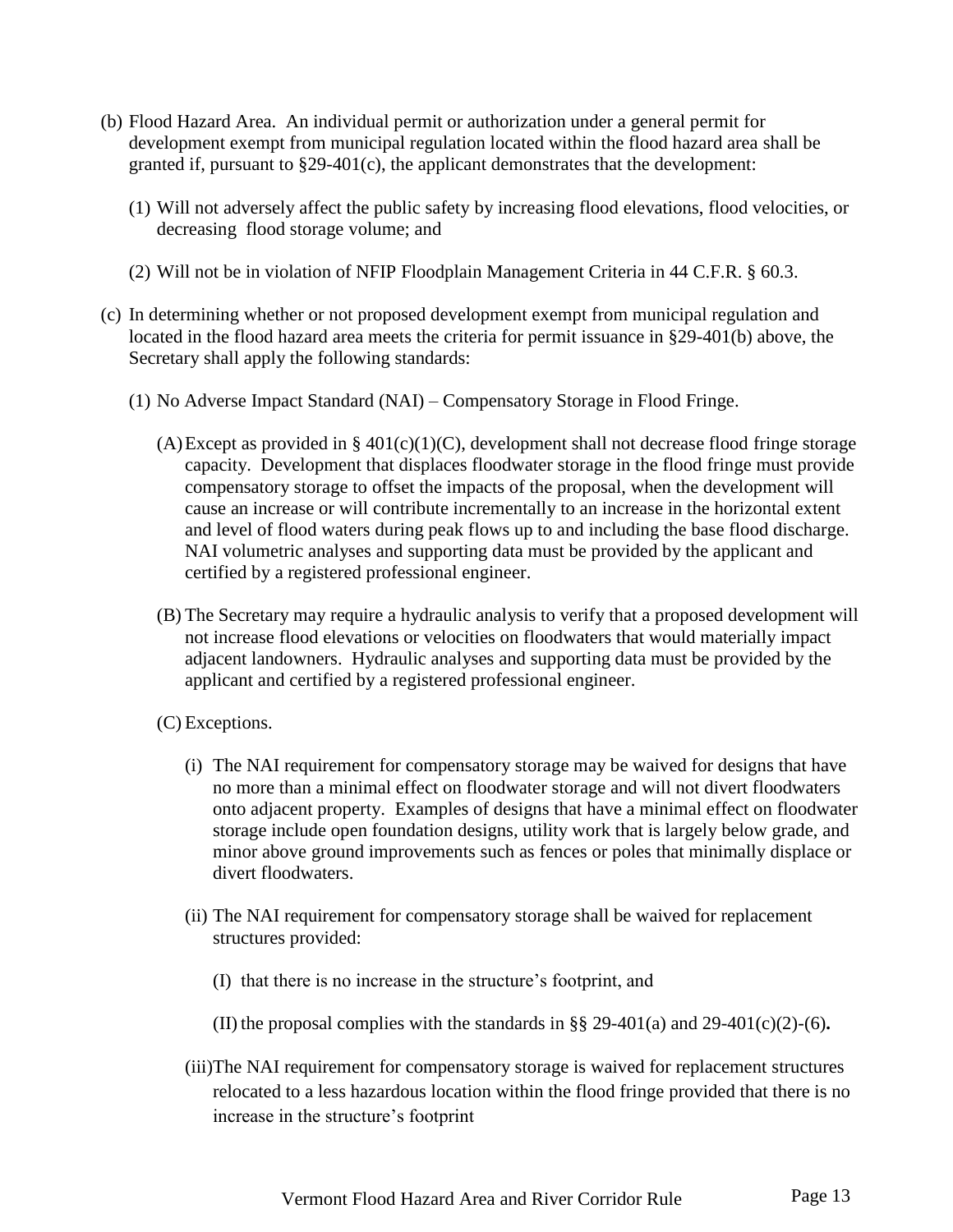(b) Flood Hazard Area. An individual permit or authorization under a general permit for development exempt from municipal regulation located within the flood hazard area shall be granted if, pursuant to §29-401(c), the applicant demonstrates that the development:

   (1) Will not adversely affect the public safety by increasing flood elevations, flood velocities, or decreasing flood storage volume; and

   (2) Will not be in violation of NFIP Floodplain Management Criteria in 44 C.F.R. § 60.3.

(c) In determining whether or not proposed development exempt from municipal regulation and located in the flood hazard area meets the criteria for permit issuance in §29-401(b) above, the Secretary shall apply the following standards:

   (1) No Adverse Impact Standard (NAI) – Compensatory Storage in Flood Fringe.

      (A) Except as provided in § 401(c)(1)(C), development shall not decrease flood fringe storage capacity. Development that displaces floodwater storage in the flood fringe must provide compensatory storage to offset the impacts of the proposal, when the development will cause an increase or will contribute incrementally to an increase in the horizontal extent and level of flood waters during peak flows up to and including the base flood discharge. NAI volumetric analyses and supporting data must be provided by the applicant and certified by a registered professional engineer.

      (B) The Secretary may require a hydraulic analysis to verify that a proposed development will not increase flood elevations or velocities on floodwaters that would materially impact adjacent landowners. Hydraulic analyses and supporting data must be provided by the applicant and certified by a registered professional engineer.

      (C) Exceptions.

         (i) The NAI requirement for compensatory storage may be waived for designs that have no more than a minimal effect on floodwater storage and will not divert floodwaters onto adjacent property. Examples of designs that have a minimal effect on floodwater storage include open foundation designs, utility work that is largely below grade, and minor above ground improvements such as fences or poles that minimally displace or divert floodwaters.

         (ii) The NAI requirement for compensatory storage shall be waived for replacement structures provided:

            (I) that there is no increase in the structure's footprint, and

            (II) the proposal complies with the standards in §§ 29-401(a) and 29-401(c)(2)-(6).

         (iii) The NAI requirement for compensatory storage is waived for replacement structures relocated to a less hazardous location within the flood fringe provided that there is no increase in the structure's footprint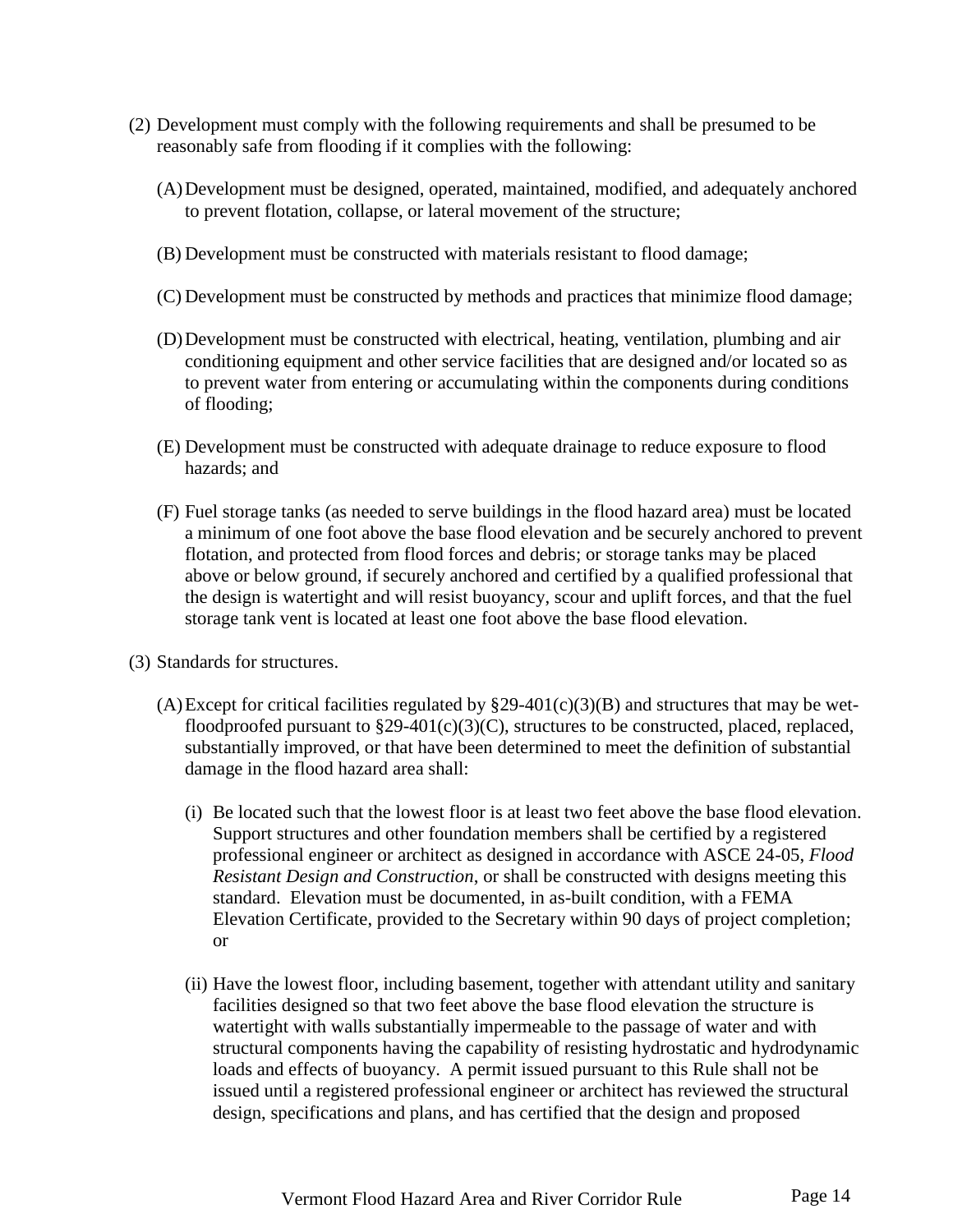(2) Development must comply with the following requirements and shall be presumed to be reasonably safe from flooding if it complies with the following:

   (A) Development must be designed, operated, maintained, modified, and adequately anchored to prevent flotation, collapse, or lateral movement of the structure;

   (B) Development must be constructed with materials resistant to flood damage;

   (C) Development must be constructed by methods and practices that minimize flood damage;

   (D) Development must be constructed with electrical, heating, ventilation, plumbing and air conditioning equipment and other service facilities that are designed and/or located so as to prevent water from entering or accumulating within the components during conditions of flooding;

   (E) Development must be constructed with adequate drainage to reduce exposure to flood hazards; and

   (F) Fuel storage tanks (as needed to serve buildings in the flood hazard area) must be located a minimum of one foot above the base flood elevation and be securely anchored to prevent flotation, and protected from flood forces and debris; or storage tanks may be placed above or below ground, if securely anchored and certified by a qualified professional that the design is watertight and will resist buoyancy, scour and uplift forces, and that the fuel storage tank vent is located at least one foot above the base flood elevation.

(3) Standards for structures.

   (A) Except for critical facilities regulated by §29-401(c)(3)(B) and structures that may be wet-floodproofed pursuant to §29-401(c)(3)(C), structures to be constructed, placed, replaced, substantially improved, or that have been determined to meet the definition of substantial damage in the flood hazard area shall:

      (i) Be located such that the lowest floor is at least two feet above the base flood elevation. Support structures and other foundation members shall be certified by a registered professional engineer or architect as designed in accordance with ASCE 24-05, *Flood Resistant Design and Construction*, or shall be constructed with designs meeting this standard. Elevation must be documented, in as-built condition, with a FEMA Elevation Certificate, provided to the Secretary within 90 days of project completion; or

      (ii) Have the lowest floor, including basement, together with attendant utility and sanitary facilities designed so that two feet above the base flood elevation the structure is watertight with walls substantially impermeable to the passage of water and with structural components having the capability of resisting hydrostatic and hydrodynamic loads and effects of buoyancy. A permit issued pursuant to this Rule shall not be issued until a registered professional engineer or architect has reviewed the structural design, specifications and plans, and has certified that the design and proposed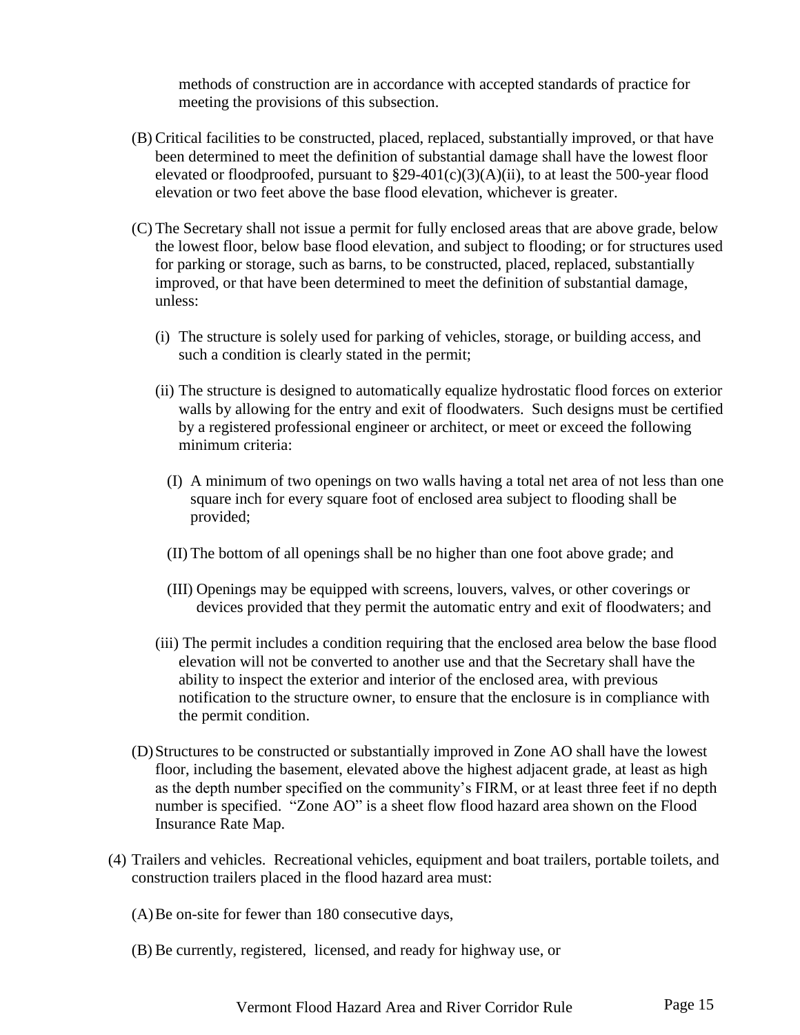methods of construction are in accordance with accepted standards of practice for meeting the provisions of this subsection.

(B) Critical facilities to be constructed, placed, replaced, substantially improved, or that have been determined to meet the definition of substantial damage shall have the lowest floor elevated or floodproofed, pursuant to §29-401(c)(3)(A)(ii), to at least the 500-year flood elevation or two feet above the base flood elevation, whichever is greater.

(C) The Secretary shall not issue a permit for fully enclosed areas that are above grade, below the lowest floor, below base flood elevation, and subject to flooding; or for structures used for parking or storage, such as barns, to be constructed, placed, replaced, substantially improved, or that have been determined to meet the definition of substantial damage, unless:

(i) The structure is solely used for parking of vehicles, storage, or building access, and such a condition is clearly stated in the permit;

(ii) The structure is designed to automatically equalize hydrostatic flood forces on exterior walls by allowing for the entry and exit of floodwaters. Such designs must be certified by a registered professional engineer or architect, or meet or exceed the following minimum criteria:

(I) A minimum of two openings on two walls having a total net area of not less than one square inch for every square foot of enclosed area subject to flooding shall be provided;

(II) The bottom of all openings shall be no higher than one foot above grade; and

(III) Openings may be equipped with screens, louvers, valves, or other coverings or devices provided that they permit the automatic entry and exit of floodwaters; and

(iii) The permit includes a condition requiring that the enclosed area below the base flood elevation will not be converted to another use and that the Secretary shall have the ability to inspect the exterior and interior of the enclosed area, with previous notification to the structure owner, to ensure that the enclosure is in compliance with the permit condition.

(D) Structures to be constructed or substantially improved in Zone AO shall have the lowest floor, including the basement, elevated above the highest adjacent grade, at least as high as the depth number specified on the community's FIRM, or at least three feet if no depth number is specified. "Zone AO" is a sheet flow flood hazard area shown on the Flood Insurance Rate Map.

(4) Trailers and vehicles. Recreational vehicles, equipment and boat trailers, portable toilets, and construction trailers placed in the flood hazard area must:

(A) Be on-site for fewer than 180 consecutive days,

(B) Be currently, registered, licensed, and ready for highway use, or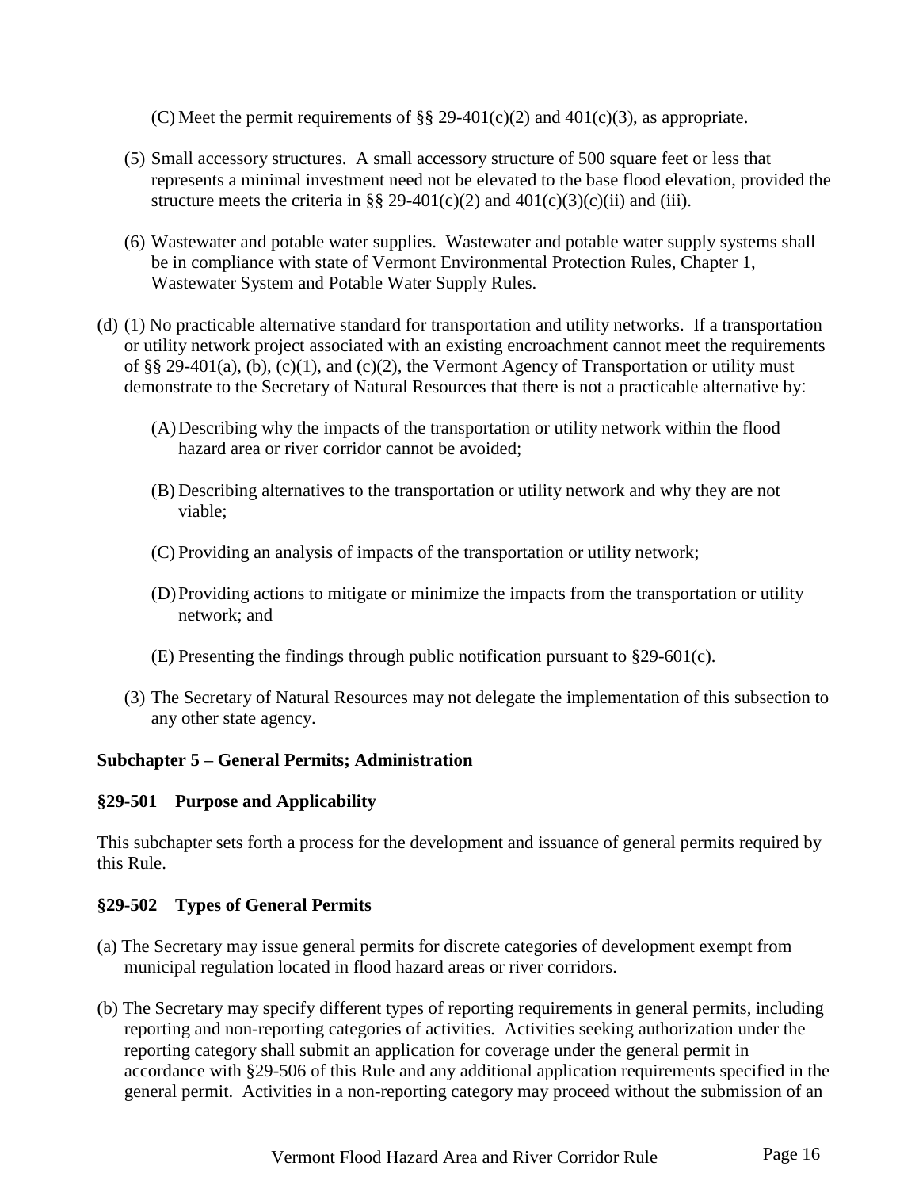(C) Meet the permit requirements of §§ 29-401(c)(2) and 401(c)(3), as appropriate.

(5) Small accessory structures. A small accessory structure of 500 square feet or less that represents a minimal investment need not be elevated to the base flood elevation, provided the structure meets the criteria in §§ 29-401(c)(2) and 401(c)(3)(c)(ii) and (iii).

(6) Wastewater and potable water supplies. Wastewater and potable water supply systems shall be in compliance with state of Vermont Environmental Protection Rules, Chapter 1, Wastewater System and Potable Water Supply Rules.

(d) (1) No practicable alternative standard for transportation and utility networks. If a transportation or utility network project associated with an existing encroachment cannot meet the requirements of §§ 29-401(a), (b), (c)(1), and (c)(2), the Vermont Agency of Transportation or utility must demonstrate to the Secretary of Natural Resources that there is not a practicable alternative by:

(A) Describing why the impacts of the transportation or utility network within the flood hazard area or river corridor cannot be avoided;

(B) Describing alternatives to the transportation or utility network and why they are not viable;

(C) Providing an analysis of impacts of the transportation or utility network;

(D) Providing actions to mitigate or minimize the impacts from the transportation or utility network; and

(E) Presenting the findings through public notification pursuant to §29-601(c).

(3) The Secretary of Natural Resources may not delegate the implementation of this subsection to any other state agency.

## Subchapter 5 – General Permits; Administration

### §29-501 Purpose and Applicability

This subchapter sets forth a process for the development and issuance of general permits required by this Rule.

### §29-502 Types of General Permits

(a) The Secretary may issue general permits for discrete categories of development exempt from municipal regulation located in flood hazard areas or river corridors.

(b) The Secretary may specify different types of reporting requirements in general permits, including reporting and non-reporting categories of activities. Activities seeking authorization under the reporting category shall submit an application for coverage under the general permit in accordance with §29-506 of this Rule and any additional application requirements specified in the general permit. Activities in a non-reporting category may proceed without the submission of an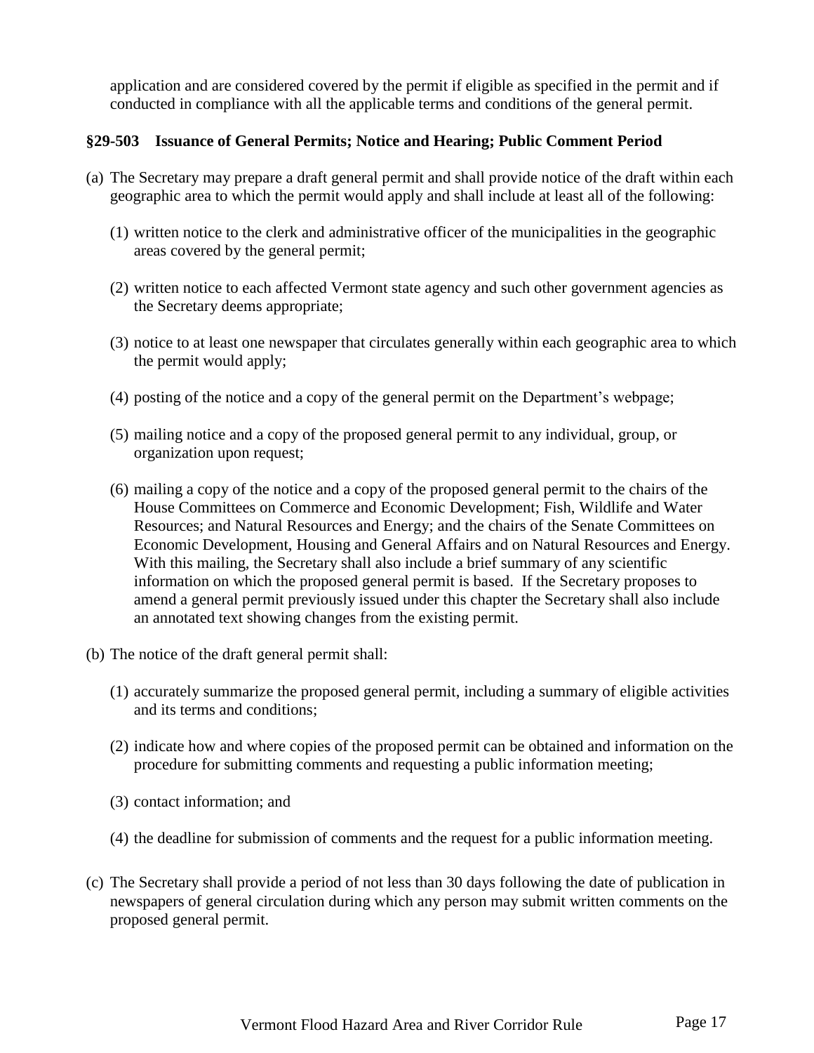application and are considered covered by the permit if eligible as specified in the permit and if conducted in compliance with all the applicable terms and conditions of the general permit.

### §29-503 Issuance of General Permits; Notice and Hearing; Public Comment Period

(a) The Secretary may prepare a draft general permit and shall provide notice of the draft within each geographic area to which the permit would apply and shall include at least all of the following:

(1) written notice to the clerk and administrative officer of the municipalities in the geographic areas covered by the general permit;

(2) written notice to each affected Vermont state agency and such other government agencies as the Secretary deems appropriate;

(3) notice to at least one newspaper that circulates generally within each geographic area to which the permit would apply;

(4) posting of the notice and a copy of the general permit on the Department's webpage;

(5) mailing notice and a copy of the proposed general permit to any individual, group, or organization upon request;

(6) mailing a copy of the notice and a copy of the proposed general permit to the chairs of the House Committees on Commerce and Economic Development; Fish, Wildlife and Water Resources; and Natural Resources and Energy; and the chairs of the Senate Committees on Economic Development, Housing and General Affairs and on Natural Resources and Energy. With this mailing, the Secretary shall also include a brief summary of any scientific information on which the proposed general permit is based. If the Secretary proposes to amend a general permit previously issued under this chapter the Secretary shall also include an annotated text showing changes from the existing permit.

(b) The notice of the draft general permit shall:

(1) accurately summarize the proposed general permit, including a summary of eligible activities and its terms and conditions;

(2) indicate how and where copies of the proposed permit can be obtained and information on the procedure for submitting comments and requesting a public information meeting;

(3) contact information; and

(4) the deadline for submission of comments and the request for a public information meeting.

(c) The Secretary shall provide a period of not less than 30 days following the date of publication in newspapers of general circulation during which any person may submit written comments on the proposed general permit.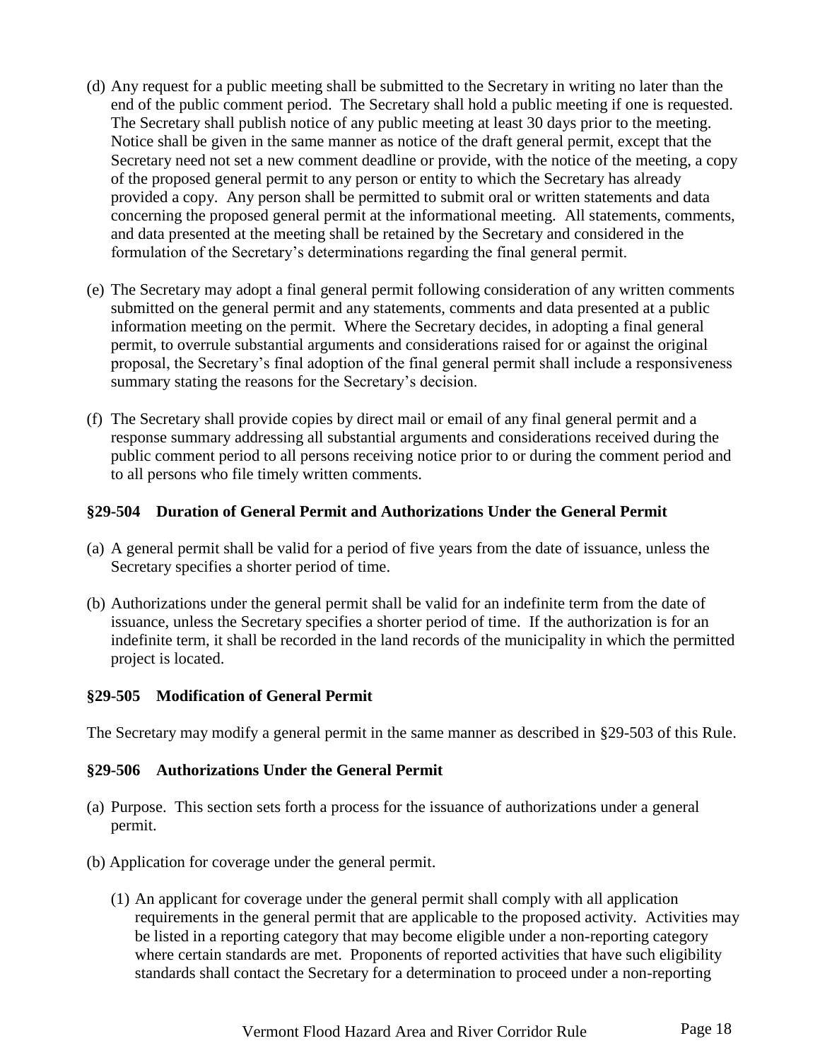(d) Any request for a public meeting shall be submitted to the Secretary in writing no later than the end of the public comment period. The Secretary shall hold a public meeting if one is requested. The Secretary shall publish notice of any public meeting at least 30 days prior to the meeting. Notice shall be given in the same manner as notice of the draft general permit, except that the Secretary need not set a new comment deadline or provide, with the notice of the meeting, a copy of the proposed general permit to any person or entity to which the Secretary has already provided a copy. Any person shall be permitted to submit oral or written statements and data concerning the proposed general permit at the informational meeting. All statements, comments, and data presented at the meeting shall be retained by the Secretary and considered in the formulation of the Secretary's determinations regarding the final general permit.

(e) The Secretary may adopt a final general permit following consideration of any written comments submitted on the general permit and any statements, comments and data presented at a public information meeting on the permit. Where the Secretary decides, in adopting a final general permit, to overrule substantial arguments and considerations raised for or against the original proposal, the Secretary's final adoption of the final general permit shall include a responsiveness summary stating the reasons for the Secretary's decision.

(f) The Secretary shall provide copies by direct mail or email of any final general permit and a response summary addressing all substantial arguments and considerations received during the public comment period to all persons receiving notice prior to or during the comment period and to all persons who file timely written comments.

### §29-504 Duration of General Permit and Authorizations Under the General Permit

(a) A general permit shall be valid for a period of five years from the date of issuance, unless the Secretary specifies a shorter period of time.

(b) Authorizations under the general permit shall be valid for an indefinite term from the date of issuance, unless the Secretary specifies a shorter period of time. If the authorization is for an indefinite term, it shall be recorded in the land records of the municipality in which the permitted project is located.

### §29-505 Modification of General Permit

The Secretary may modify a general permit in the same manner as described in §29-503 of this Rule.

### §29-506 Authorizations Under the General Permit

(a) Purpose. This section sets forth a process for the issuance of authorizations under a general permit.

(b) Application for coverage under the general permit.

(1) An applicant for coverage under the general permit shall comply with all application requirements in the general permit that are applicable to the proposed activity. Activities may be listed in a reporting category that may become eligible under a non-reporting category where certain standards are met. Proponents of reported activities that have such eligibility standards shall contact the Secretary for a determination to proceed under a non-reporting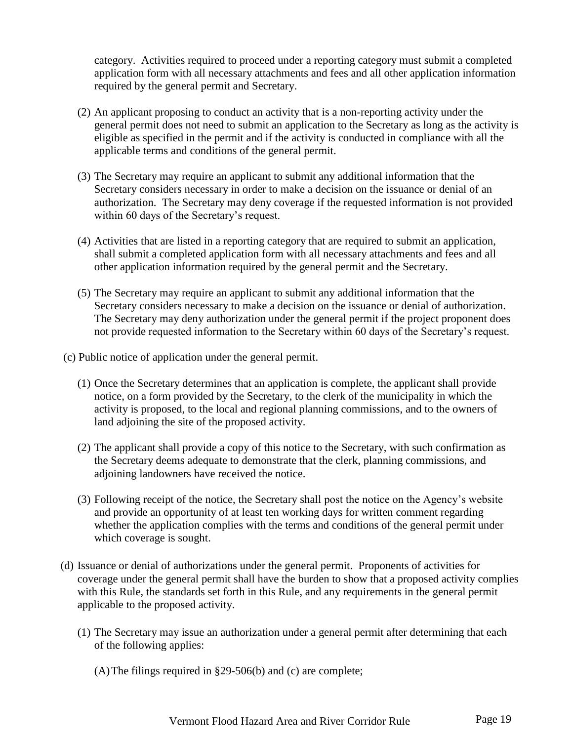category. Activities required to proceed under a reporting category must submit a completed application form with all necessary attachments and fees and all other application information required by the general permit and Secretary.

(2) An applicant proposing to conduct an activity that is a non-reporting activity under the general permit does not need to submit an application to the Secretary as long as the activity is eligible as specified in the permit and if the activity is conducted in compliance with all the applicable terms and conditions of the general permit.

(3) The Secretary may require an applicant to submit any additional information that the Secretary considers necessary in order to make a decision on the issuance or denial of an authorization. The Secretary may deny coverage if the requested information is not provided within 60 days of the Secretary's request.

(4) Activities that are listed in a reporting category that are required to submit an application, shall submit a completed application form with all necessary attachments and fees and all other application information required by the general permit and the Secretary.

(5) The Secretary may require an applicant to submit any additional information that the Secretary considers necessary to make a decision on the issuance or denial of authorization. The Secretary may deny authorization under the general permit if the project proponent does not provide requested information to the Secretary within 60 days of the Secretary's request.

(c) Public notice of application under the general permit.

(1) Once the Secretary determines that an application is complete, the applicant shall provide notice, on a form provided by the Secretary, to the clerk of the municipality in which the activity is proposed, to the local and regional planning commissions, and to the owners of land adjoining the site of the proposed activity.

(2) The applicant shall provide a copy of this notice to the Secretary, with such confirmation as the Secretary deems adequate to demonstrate that the clerk, planning commissions, and adjoining landowners have received the notice.

(3) Following receipt of the notice, the Secretary shall post the notice on the Agency's website and provide an opportunity of at least ten working days for written comment regarding whether the application complies with the terms and conditions of the general permit under which coverage is sought.

(d) Issuance or denial of authorizations under the general permit. Proponents of activities for coverage under the general permit shall have the burden to show that a proposed activity complies with this Rule, the standards set forth in this Rule, and any requirements in the general permit applicable to the proposed activity.

(1) The Secretary may issue an authorization under a general permit after determining that each of the following applies:

(A) The filings required in §29-506(b) and (c) are complete;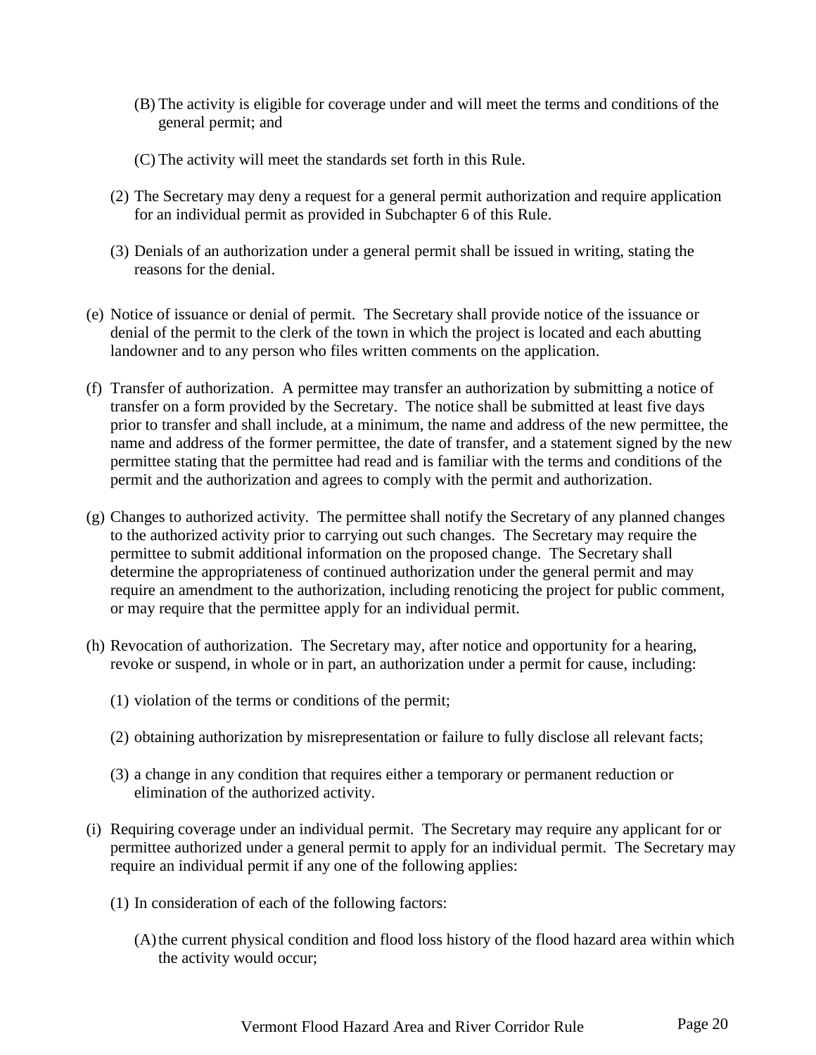(B) The activity is eligible for coverage under and will meet the terms and conditions of the general permit; and

   (C) The activity will meet the standards set forth in this Rule.

(2) The Secretary may deny a request for a general permit authorization and require application for an individual permit as provided in Subchapter 6 of this Rule.

(3) Denials of an authorization under a general permit shall be issued in writing, stating the reasons for the denial.

(e) Notice of issuance or denial of permit. The Secretary shall provide notice of the issuance or denial of the permit to the clerk of the town in which the project is located and each abutting landowner and to any person who files written comments on the application.

(f) Transfer of authorization. A permittee may transfer an authorization by submitting a notice of transfer on a form provided by the Secretary. The notice shall be submitted at least five days prior to transfer and shall include, at a minimum, the name and address of the new permittee, the name and address of the former permittee, the date of transfer, and a statement signed by the new permittee stating that the permittee had read and is familiar with the terms and conditions of the permit and the authorization and agrees to comply with the permit and authorization.

(g) Changes to authorized activity. The permittee shall notify the Secretary of any planned changes to the authorized activity prior to carrying out such changes. The Secretary may require the permittee to submit additional information on the proposed change. The Secretary shall determine the appropriateness of continued authorization under the general permit and may require an amendment to the authorization, including renoticing the project for public comment, or may require that the permittee apply for an individual permit.

(h) Revocation of authorization. The Secretary may, after notice and opportunity for a hearing, revoke or suspend, in whole or in part, an authorization under a permit for cause, including:

   (1) violation of the terms or conditions of the permit;

   (2) obtaining authorization by misrepresentation or failure to fully disclose all relevant facts;

   (3) a change in any condition that requires either a temporary or permanent reduction or elimination of the authorized activity.

(i) Requiring coverage under an individual permit. The Secretary may require any applicant for or permittee authorized under a general permit to apply for an individual permit. The Secretary may require an individual permit if any one of the following applies:

   (1) In consideration of each of the following factors:

      (A) the current physical condition and flood loss history of the flood hazard area within which the activity would occur;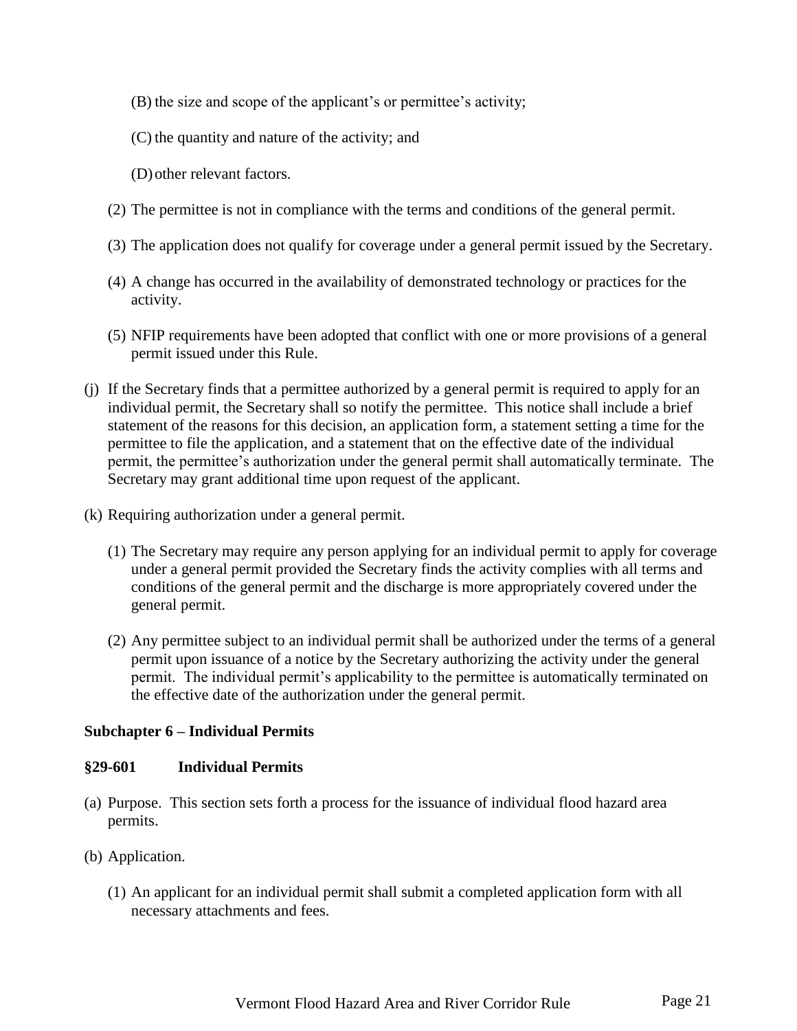(B) the size and scope of the applicant's or permittee's activity;

(C) the quantity and nature of the activity; and

(D) other relevant factors.

(2) The permittee is not in compliance with the terms and conditions of the general permit.

(3) The application does not qualify for coverage under a general permit issued by the Secretary.

(4) A change has occurred in the availability of demonstrated technology or practices for the activity.

(5) NFIP requirements have been adopted that conflict with one or more provisions of a general permit issued under this Rule.

(j) If the Secretary finds that a permittee authorized by a general permit is required to apply for an individual permit, the Secretary shall so notify the permittee. This notice shall include a brief statement of the reasons for this decision, an application form, a statement setting a time for the permittee to file the application, and a statement that on the effective date of the individual permit, the permittee's authorization under the general permit shall automatically terminate. The Secretary may grant additional time upon request of the applicant.

(k) Requiring authorization under a general permit.

(1) The Secretary may require any person applying for an individual permit to apply for coverage under a general permit provided the Secretary finds the activity complies with all terms and conditions of the general permit and the discharge is more appropriately covered under the general permit.

(2) Any permittee subject to an individual permit shall be authorized under the terms of a general permit upon issuance of a notice by the Secretary authorizing the activity under the general permit. The individual permit's applicability to the permittee is automatically terminated on the effective date of the authorization under the general permit.

## Subchapter 6 – Individual Permits

### §29-601 Individual Permits

(a) Purpose. This section sets forth a process for the issuance of individual flood hazard area permits.

(b) Application.

(1) An applicant for an individual permit shall submit a completed application form with all necessary attachments and fees.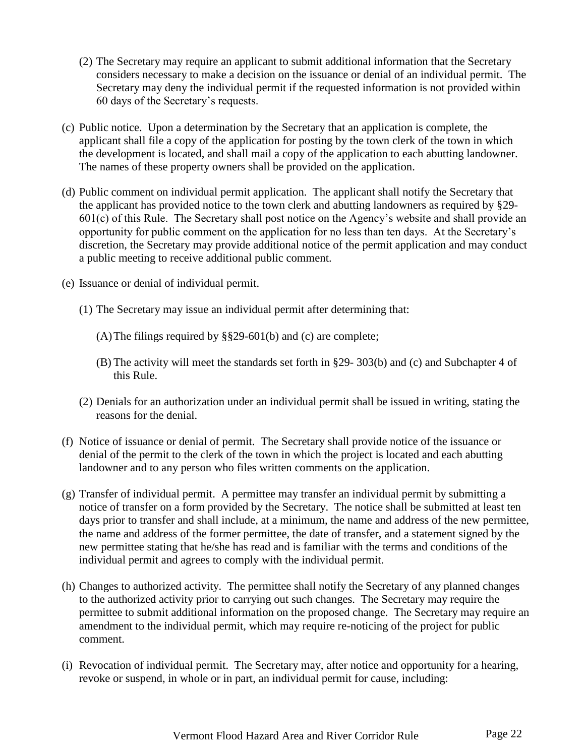(2) The Secretary may require an applicant to submit additional information that the Secretary considers necessary to make a decision on the issuance or denial of an individual permit. The Secretary may deny the individual permit if the requested information is not provided within 60 days of the Secretary's requests.

(c) Public notice. Upon a determination by the Secretary that an application is complete, the applicant shall file a copy of the application for posting by the town clerk of the town in which the development is located, and shall mail a copy of the application to each abutting landowner. The names of these property owners shall be provided on the application.

(d) Public comment on individual permit application. The applicant shall notify the Secretary that the applicant has provided notice to the town clerk and abutting landowners as required by §29-601(c) of this Rule. The Secretary shall post notice on the Agency's website and shall provide an opportunity for public comment on the application for no less than ten days. At the Secretary's discretion, the Secretary may provide additional notice of the permit application and may conduct a public meeting to receive additional public comment.

(e) Issuance or denial of individual permit.

(1) The Secretary may issue an individual permit after determining that:

(A) The filings required by §§29-601(b) and (c) are complete;

(B) The activity will meet the standards set forth in §29- 303(b) and (c) and Subchapter 4 of this Rule.

(2) Denials for an authorization under an individual permit shall be issued in writing, stating the reasons for the denial.

(f) Notice of issuance or denial of permit. The Secretary shall provide notice of the issuance or denial of the permit to the clerk of the town in which the project is located and each abutting landowner and to any person who files written comments on the application.

(g) Transfer of individual permit. A permittee may transfer an individual permit by submitting a notice of transfer on a form provided by the Secretary. The notice shall be submitted at least ten days prior to transfer and shall include, at a minimum, the name and address of the new permittee, the name and address of the former permittee, the date of transfer, and a statement signed by the new permittee stating that he/she has read and is familiar with the terms and conditions of the individual permit and agrees to comply with the individual permit.

(h) Changes to authorized activity. The permittee shall notify the Secretary of any planned changes to the authorized activity prior to carrying out such changes. The Secretary may require the permittee to submit additional information on the proposed change. The Secretary may require an amendment to the individual permit, which may require re-noticing of the project for public comment.

(i) Revocation of individual permit. The Secretary may, after notice and opportunity for a hearing, revoke or suspend, in whole or in part, an individual permit for cause, including: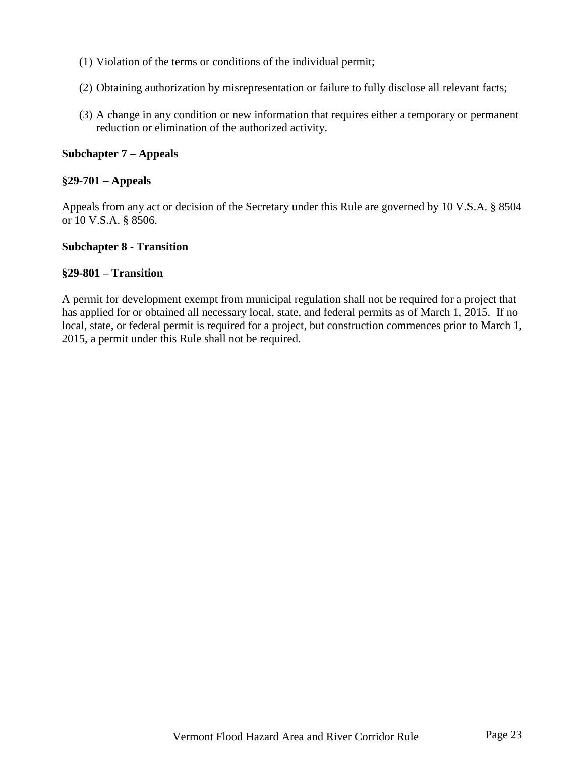(1) Violation of the terms or conditions of the individual permit;

(2) Obtaining authorization by misrepresentation or failure to fully disclose all relevant facts;

(3) A change in any condition or new information that requires either a temporary or permanent reduction or elimination of the authorized activity.

## Subchapter 7 – Appeals

### §29-701 – Appeals

Appeals from any act or decision of the Secretary under this Rule are governed by 10 V.S.A. § 8504 or 10 V.S.A. § 8506.

## Subchapter 8 - Transition

### §29-801 – Transition

A permit for development exempt from municipal regulation shall not be required for a project that has applied for or obtained all necessary local, state, and federal permits as of March 1, 2015. If no local, state, or federal permit is required for a project, but construction commences prior to March 1, 2015, a permit under this Rule shall not be required.